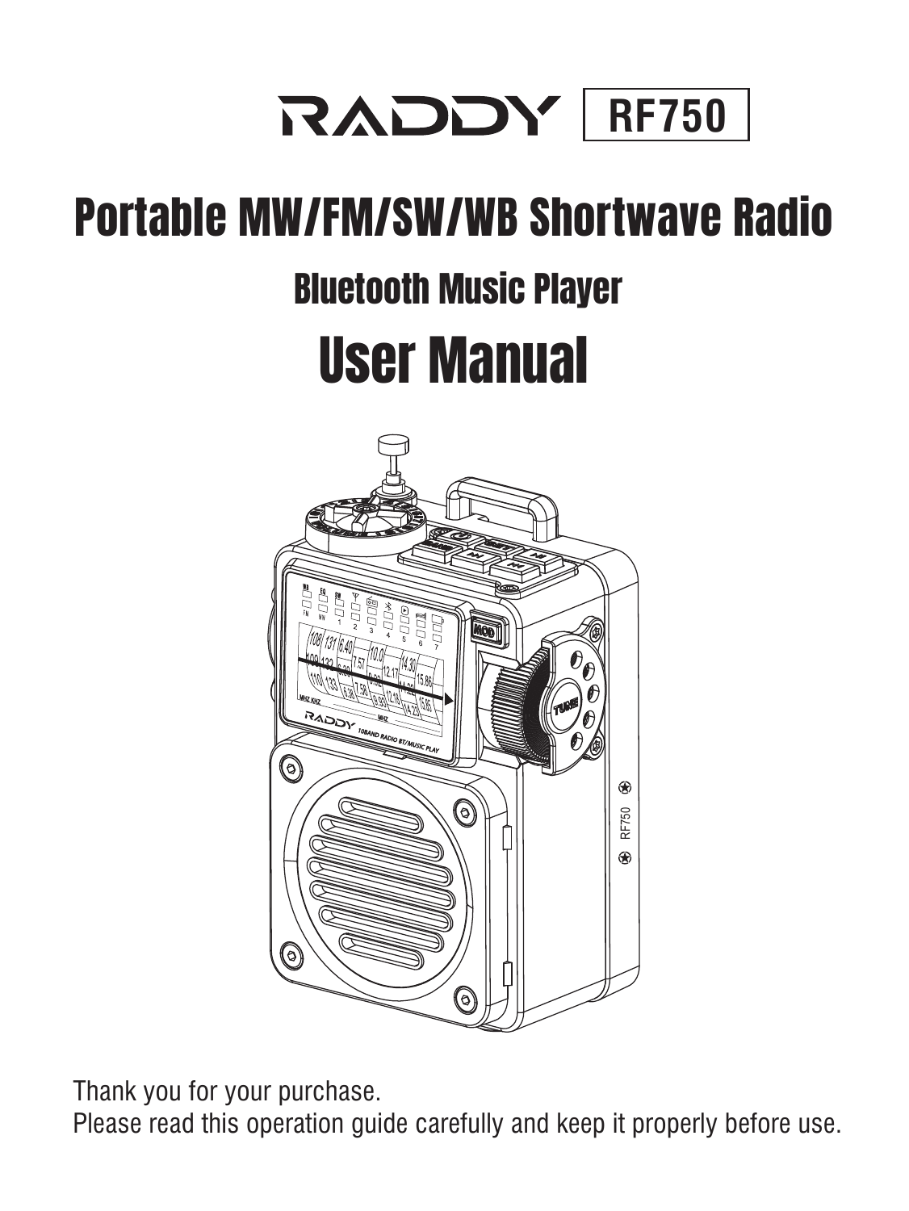# RADDY RF750

# Portable MW/FM/SW/WB Shortwave Radio

## Bluetooth Music Player

# User Manual

Thank you for your purchase.
Please read this operation guide carefully and keep it properly before use.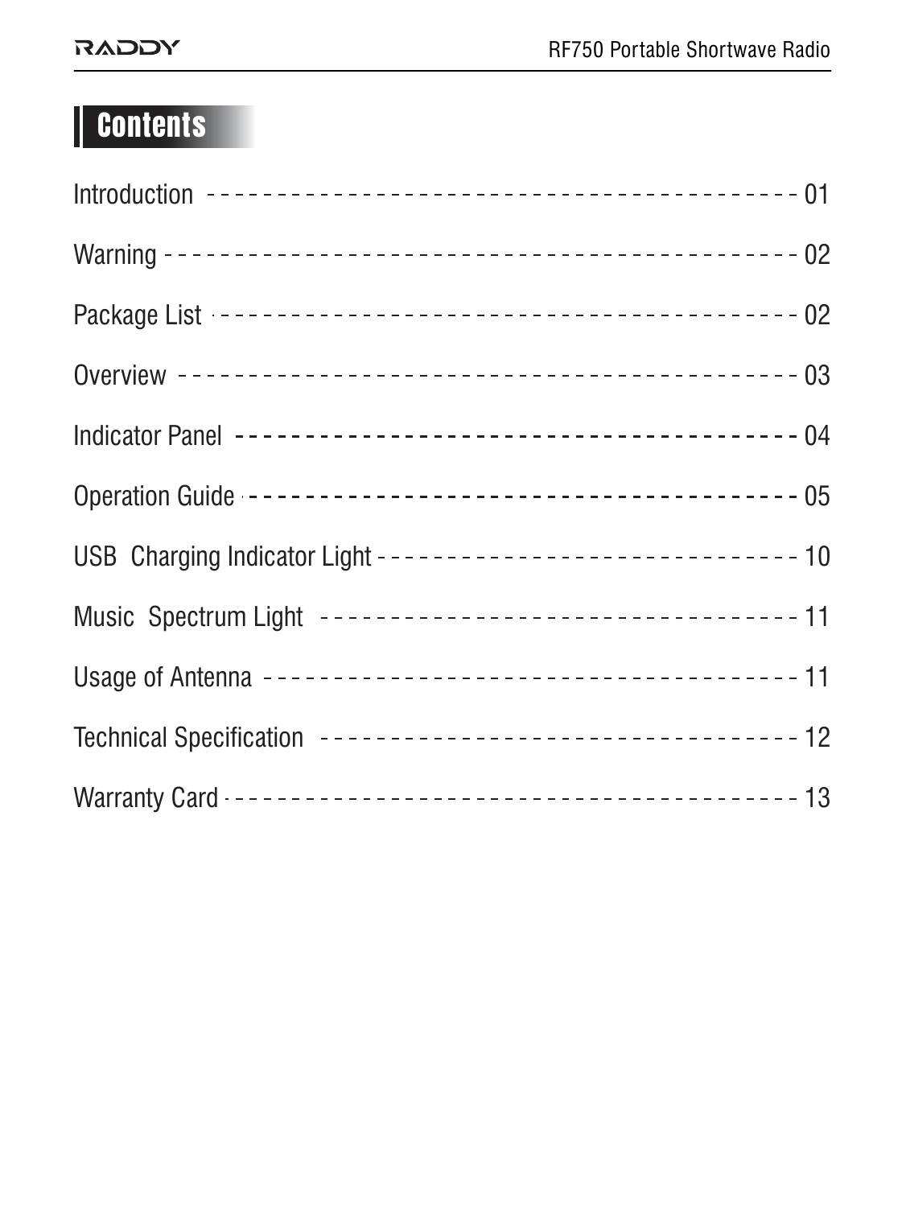# Contents

Introduction ---------------------------------------- 01

Warning ---------------------------------------- 02

Package List ---------------------------------------- 02

Overview ---------------------------------------- 03

Indicator Panel ---------------------------------------- 04

Operation Guide ---------------------------------------- 05

USB Charging Indicator Light ------------------------------ 10

Music Spectrum Light ---------------------------------- 11

Usage of Antenna ------------------------------------- 11

Technical Specification ---------------------------------- 12

Warranty Card ---------------------------------------- 13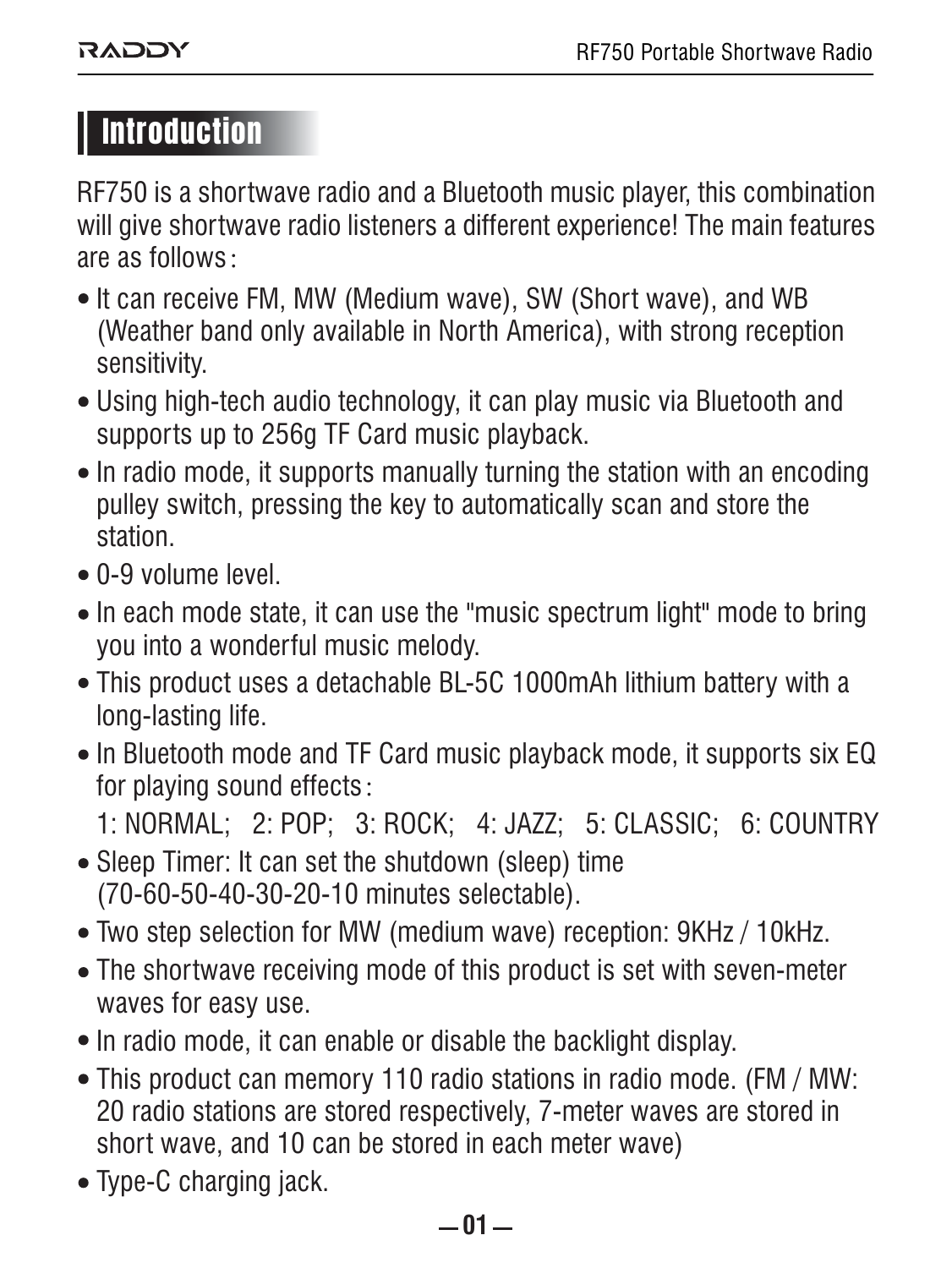## Introduction

RF750 is a shortwave radio and a Bluetooth music player, this combination will give shortwave radio listeners a different experience! The main features are as follows：

- It can receive FM, MW (Medium wave), SW (Short wave), and WB (Weather band only available in North America), with strong reception sensitivity.
- Using high-tech audio technology, it can play music via Bluetooth and supports up to 256g TF Card music playback.
- In radio mode, it supports manually turning the station with an encoding pulley switch, pressing the key to automatically scan and store the station.
- 0-9 volume level.
- In each mode state, it can use the "music spectrum light" mode to bring you into a wonderful music melody.
- This product uses a detachable BL-5C 1000mAh lithium battery with a long-lasting life.
- In Bluetooth mode and TF Card music playback mode, it supports six EQ for playing sound effects：
  1: NORMAL;   2: POP;   3: ROCK;   4: JAZZ;   5: CLASSIC;   6: COUNTRY
- Sleep Timer: It can set the shutdown (sleep) time (70-60-50-40-30-20-10 minutes selectable).
- Two step selection for MW (medium wave) reception: 9KHz / 10kHz.
- The shortwave receiving mode of this product is set with seven-meter waves for easy use.
- In radio mode, it can enable or disable the backlight display.
- This product can memory 110 radio stations in radio mode. (FM / MW: 20 radio stations are stored respectively, 7-meter waves are stored in short wave, and 10 can be stored in each meter wave)
- Type-C charging jack.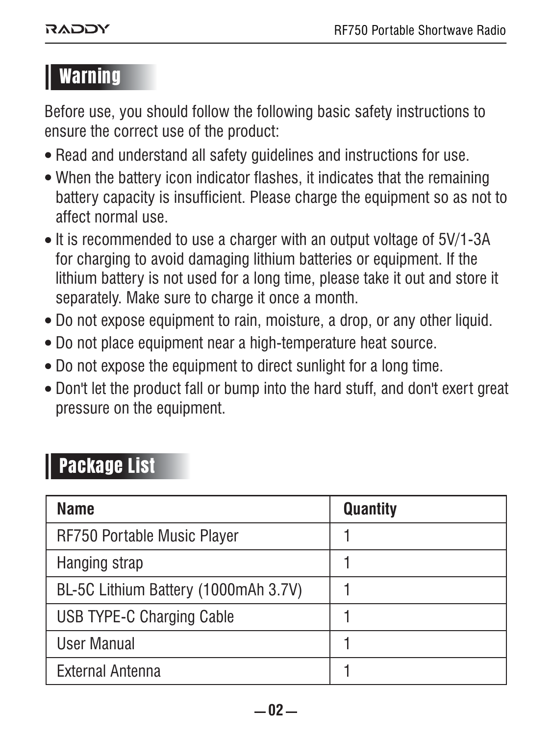## Warning

Before use, you should follow the following basic safety instructions to ensure the correct use of the product:

- Read and understand all safety guidelines and instructions for use.
- When the battery icon indicator flashes, it indicates that the remaining battery capacity is insufficient. Please charge the equipment so as not to affect normal use.
- It is recommended to use a charger with an output voltage of 5V/1-3A for charging to avoid damaging lithium batteries or equipment. If the lithium battery is not used for a long time, please take it out and store it separately. Make sure to charge it once a month.
- Do not expose equipment to rain, moisture, a drop, or any other liquid.
- Do not place equipment near a high-temperature heat source.
- Do not expose the equipment to direct sunlight for a long time.
- Don't let the product fall or bump into the hard stuff, and don't exert great pressure on the equipment.

## Package List

| Name | Quantity |
| --- | --- |
| RF750 Portable Music Player | 1 |
| Hanging strap | 1 |
| BL-5C Lithium Battery (1000mAh 3.7V) | 1 |
| USB TYPE-C Charging Cable | 1 |
| User Manual | 1 |
| External Antenna | 1 |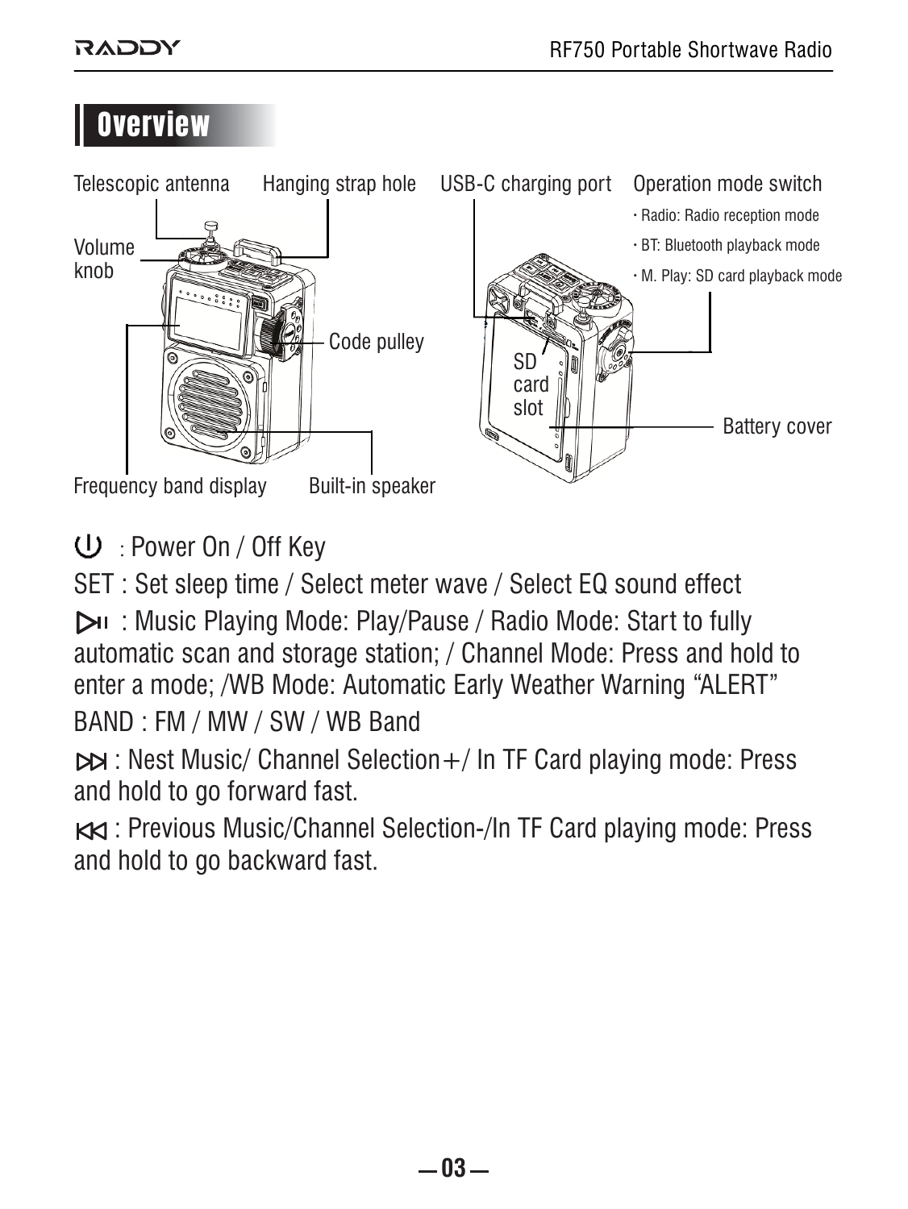## Overview

Telescopic antenna

Hanging strap hole

USB-C charging port

Operation mode switch

- Radio: Radio reception mode
- BT: Bluetooth playback mode
- M. Play: SD card playback mode

Volume knob

Code pulley

SD card slot

Battery cover

Frequency band display

Built-in speaker

⏻ : Power On / Off Key

SET : Set sleep time / Select meter wave / Select EQ sound effect

⏯ : Music Playing Mode: Play/Pause / Radio Mode: Start to fully automatic scan and storage station; / Channel Mode: Press and hold to enter a mode; /WB Mode: Automatic Early Weather Warning “ALERT”

BAND : FM / MW / SW / WB Band

⏭ : Nest Music/ Channel Selection+/ In TF Card playing mode: Press and hold to go forward fast.

⏮ : Previous Music/Channel Selection-/In TF Card playing mode: Press and hold to go backward fast.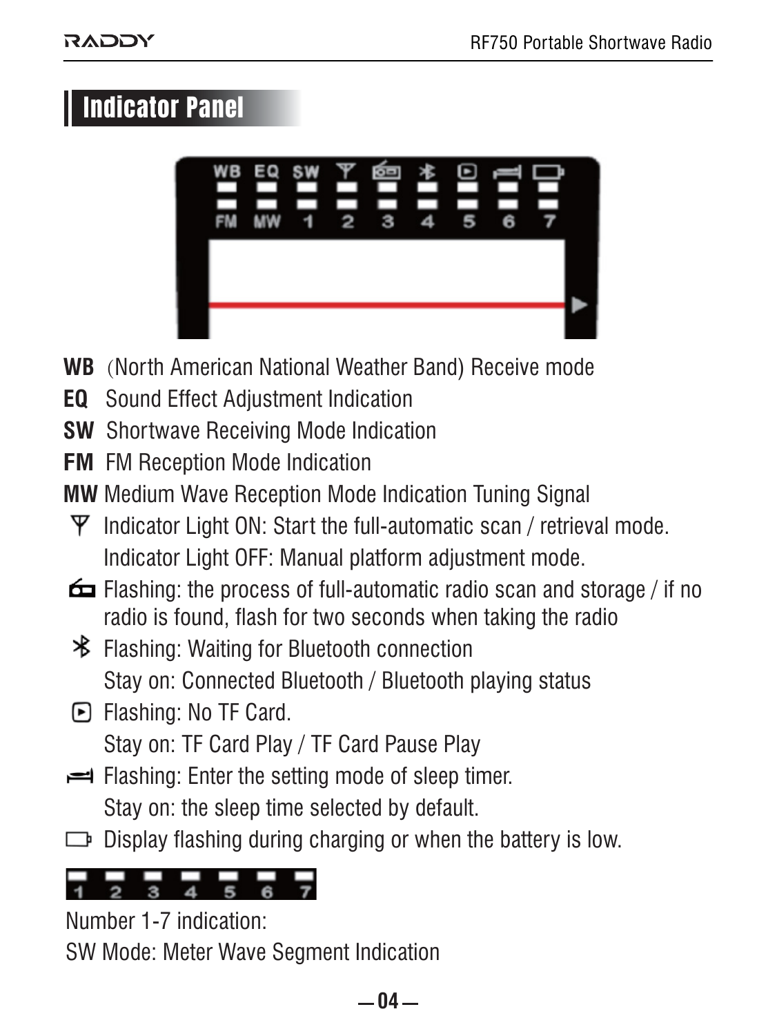## Indicator Panel

**WB** (North American National Weather Band) Receive mode

**EQ** Sound Effect Adjustment Indication

**SW** Shortwave Receiving Mode Indication

**FM** FM Reception Mode Indication

**MW** Medium Wave Reception Mode Indication Tuning Signal

Indicator Light ON: Start the full-automatic scan / retrieval mode.
Indicator Light OFF: Manual platform adjustment mode.

Flashing: the process of full-automatic radio scan and storage / if no radio is found, flash for two seconds when taking the radio

Flashing: Waiting for Bluetooth connection
Stay on: Connected Bluetooth / Bluetooth playing status

Flashing: No TF Card.
Stay on: TF Card Play / TF Card Pause Play

Flashing: Enter the setting mode of sleep timer.
Stay on: the sleep time selected by default.

Display flashing during charging or when the battery is low.

1 2 3 4 5 6 7

Number 1-7 indication:
SW Mode: Meter Wave Segment Indication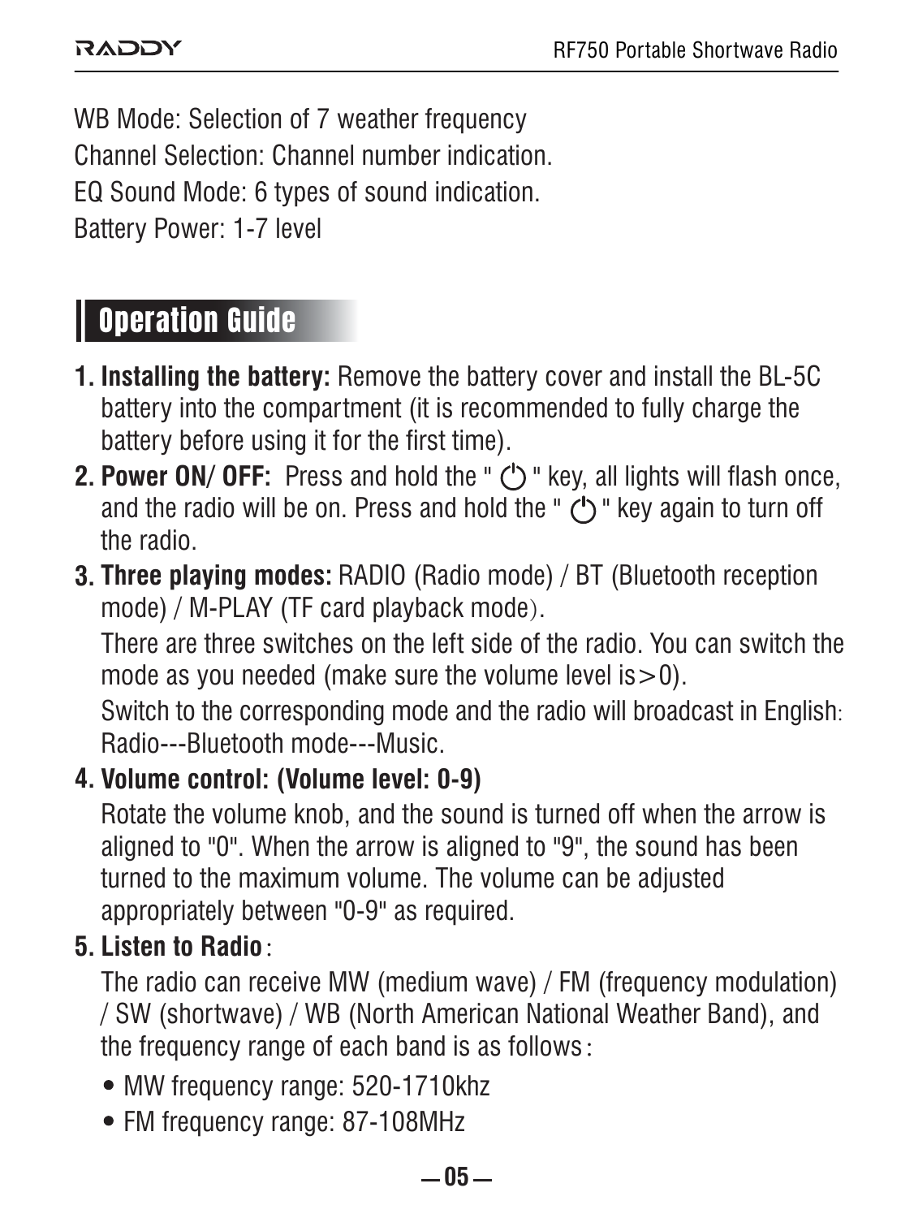WB Mode: Selection of 7 weather frequency
Channel Selection: Channel number indication.
EQ Sound Mode: 6 types of sound indication.
Battery Power: 1-7 level

## Operation Guide

1. **Installing the battery:** Remove the battery cover and install the BL-5C battery into the compartment (it is recommended to fully charge the battery before using it for the first time).
2. **Power ON/ OFF:** Press and hold the " ⏻ " key, all lights will flash once, and the radio will be on. Press and hold the " ⏻ " key again to turn off the radio.
3. **Three playing modes:** RADIO (Radio mode) / BT (Bluetooth reception mode) / M-PLAY (TF card playback mode).

   There are three switches on the left side of the radio. You can switch the mode as you needed (make sure the volume level is>0).

   Switch to the corresponding mode and the radio will broadcast in English: Radio---Bluetooth mode---Music.
4. **Volume control: (Volume level: 0-9)**

   Rotate the volume knob, and the sound is turned off when the arrow is aligned to "0". When the arrow is aligned to "9", the sound has been turned to the maximum volume. The volume can be adjusted appropriately between "0-9" as required.
5. **Listen to Radio**:

   The radio can receive MW (medium wave) / FM (frequency modulation) / SW (shortwave) / WB (North American National Weather Band), and the frequency range of each band is as follows:

   - MW frequency range: 520-1710khz
   - FM frequency range: 87-108MHz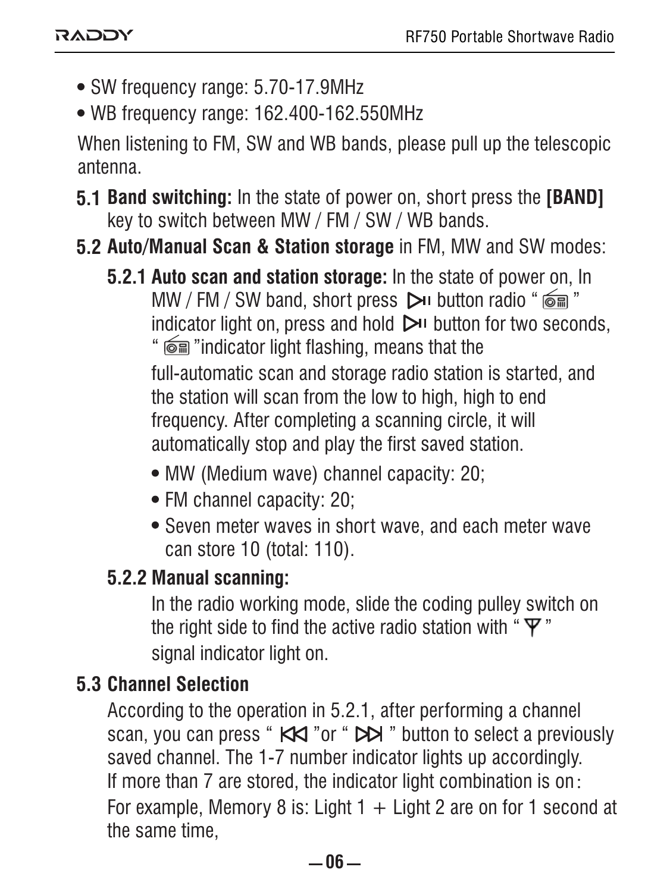- SW frequency range: 5.70-17.9MHz
- WB frequency range: 162.400-162.550MHz

When listening to FM, SW and WB bands, please pull up the telescopic antenna.

**5.1 Band switching:** In the state of power on, short press the **[BAND]** key to switch between MW / FM / SW / WB bands.

**5.2 Auto/Manual Scan & Station storage** in FM, MW and SW modes:

**5.2.1 Auto scan and station storage:** In the state of power on, In MW / FM / SW band, short press ▷II button radio " 📻 " indicator light on, press and hold ▷II button for two seconds, " 📻 "indicator light flashing, means that the full-automatic scan and storage radio station is started, and the station will scan from the low to high, high to end frequency. After completing a scanning circle, it will automatically stop and play the first saved station.

- MW (Medium wave) channel capacity: 20;
- FM channel capacity: 20;
- Seven meter waves in short wave, and each meter wave can store 10 (total: 110).

**5.2.2 Manual scanning:**

In the radio working mode, slide the coding pulley switch on the right side to find the active radio station with " Ψ " signal indicator light on.

**5.3 Channel Selection**

According to the operation in 5.2.1, after performing a channel scan, you can press " ⏮ "or " ⏭ " button to select a previously saved channel. The 1-7 number indicator lights up accordingly. If more than 7 are stored, the indicator light combination is on:
For example, Memory 8 is: Light 1 + Light 2 are on for 1 second at the same time,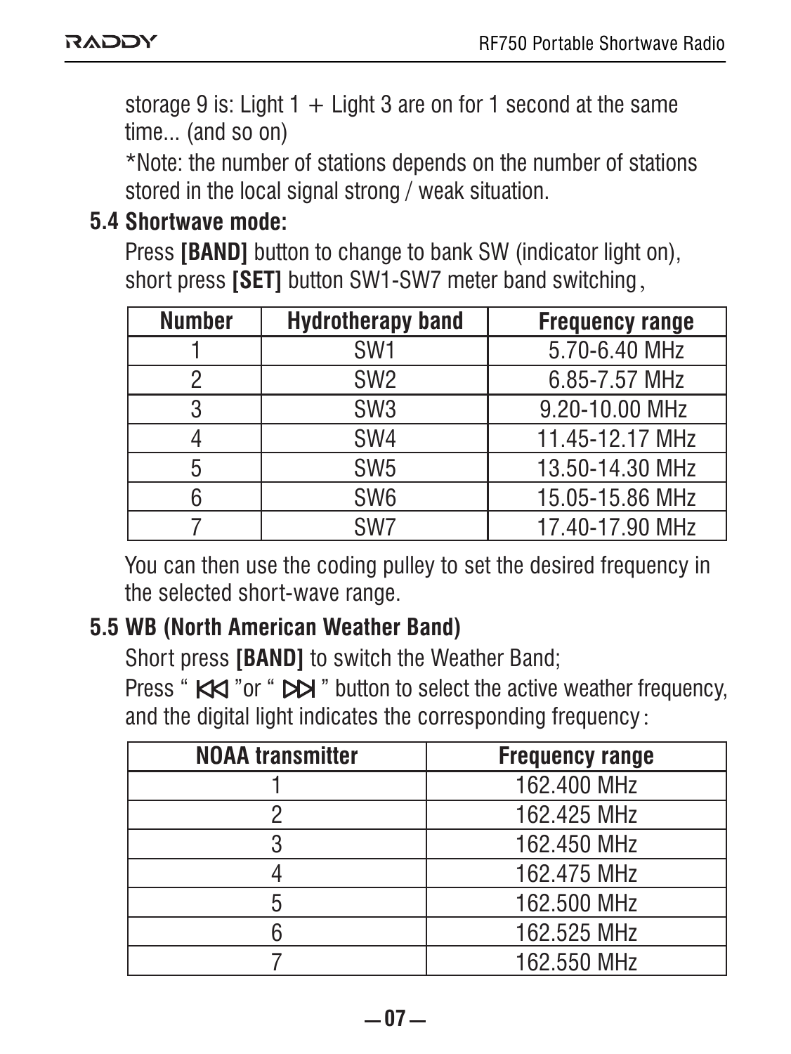storage 9 is: Light 1 + Light 3 are on for 1 second at the same time... (and so on)

*Note: the number of stations depends on the number of stations stored in the local signal strong / weak situation.

### 5.4 Shortwave mode:

Press **[BAND]** button to change to bank SW (indicator light on), short press **[SET]** button SW1-SW7 meter band switching,

| Number | Hydrotherapy band | Frequency range |
|---|---|---|
| 1 | SW1 | 5.70-6.40 MHz |
| 2 | SW2 | 6.85-7.57 MHz |
| 3 | SW3 | 9.20-10.00 MHz |
| 4 | SW4 | 11.45-12.17 MHz |
| 5 | SW5 | 13.50-14.30 MHz |
| 6 | SW6 | 15.05-15.86 MHz |
| 7 | SW7 | 17.40-17.90 MHz |

You can then use the coding pulley to set the desired frequency in the selected short-wave range.

### 5.5 WB (North American Weather Band)

Short press **[BAND]** to switch the Weather Band;

Press " ⏮ "or " ⏭ " button to select the active weather frequency, and the digital light indicates the corresponding frequency:

| NOAA transmitter | Frequency range |
|---|---|
| 1 | 162.400 MHz |
| 2 | 162.425 MHz |
| 3 | 162.450 MHz |
| 4 | 162.475 MHz |
| 5 | 162.500 MHz |
| 6 | 162.525 MHz |
| 7 | 162.550 MHz |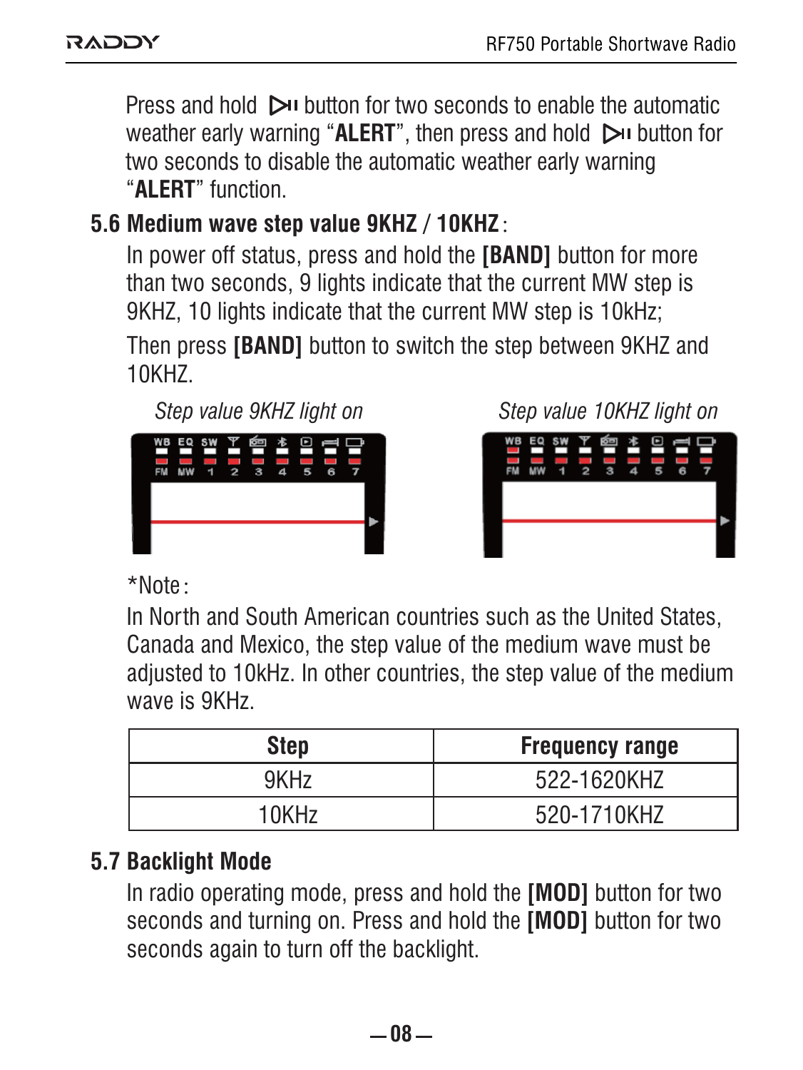Press and hold ▷II button for two seconds to enable the automatic weather early warning "**ALERT**", then press and hold ▷II button for two seconds to disable the automatic weather early warning "**ALERT**" function.

### 5.6 Medium wave step value 9KHZ / 10KHZ:

In power off status, press and hold the **[BAND]** button for more than two seconds, 9 lights indicate that the current MW step is 9KHZ, 10 lights indicate that the current MW step is 10kHz;

Then press **[BAND]** button to switch the step between 9KHZ and 10KHZ.

*Step value 9KHZ light on*

*Step value 10KHZ light on*

*Note:

In North and South American countries such as the United States, Canada and Mexico, the step value of the medium wave must be adjusted to 10kHz. In other countries, the step value of the medium wave is 9KHz.

| Step | Frequency range |
|---|---|
| 9KHz | 522-1620KHZ |
| 10KHz | 520-1710KHZ |

### 5.7 Backlight Mode

In radio operating mode, press and hold the **[MOD]** button for two seconds and turning on. Press and hold the **[MOD]** button for two seconds again to turn off the backlight.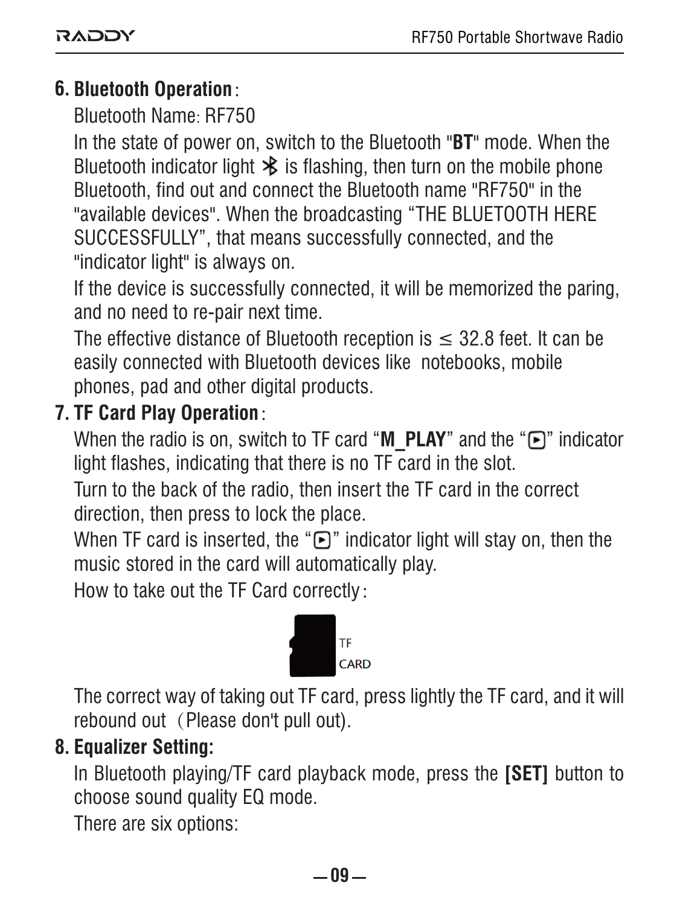## 6. Bluetooth Operation:

Bluetooth Name: RF750

In the state of power on, switch to the Bluetooth "**BT**" mode. When the Bluetooth indicator light ✻ is flashing, then turn on the mobile phone Bluetooth, find out and connect the Bluetooth name "RF750" in the "available devices". When the broadcasting "THE BLUETOOTH HERE SUCCESSFULLY", that means successfully connected, and the "indicator light" is always on.

If the device is successfully connected, it will be memorized the paring, and no need to re-pair next time.

The effective distance of Bluetooth reception is ≤ 32.8 feet. It can be easily connected with Bluetooth devices like notebooks, mobile phones, pad and other digital products.

## 7. TF Card Play Operation:

When the radio is on, switch to TF card "**M_PLAY**" and the "▶" indicator light flashes, indicating that there is no TF card in the slot.

Turn to the back of the radio, then insert the TF card in the correct direction, then press to lock the place.

When TF card is inserted, the "▶" indicator light will stay on, then the music stored in the card will automatically play.

How to take out the TF Card correctly:

TF CARD

The correct way of taking out TF card, press lightly the TF card, and it will rebound out（Please don't pull out).

## 8. Equalizer Setting:

In Bluetooth playing/TF card playback mode, press the **[SET]** button to choose sound quality EQ mode.

There are six options: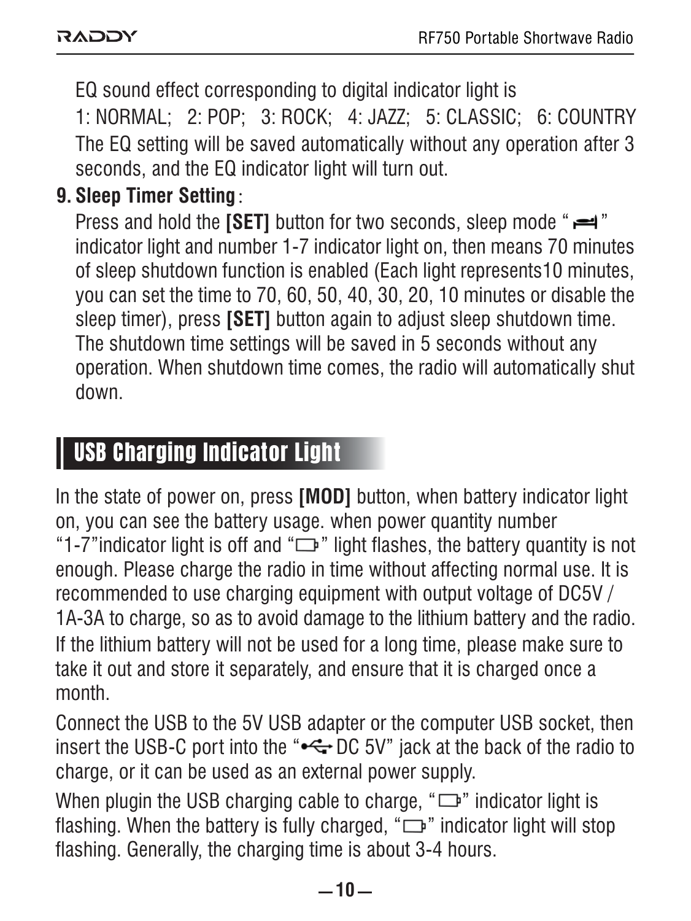EQ sound effect corresponding to digital indicator light is

1: NORMAL;   2: POP;   3: ROCK;   4: JAZZ;   5: CLASSIC;   6: COUNTRY

The EQ setting will be saved automatically without any operation after 3 seconds, and the EQ indicator light will turn out.

**9. Sleep Timer Setting**:

Press and hold the **[SET]** button for two seconds, sleep mode "" indicator light and number 1-7 indicator light on, then means 70 minutes of sleep shutdown function is enabled (Each light represents10 minutes, you can set the time to 70, 60, 50, 40, 30, 20, 10 minutes or disable the sleep timer), press **[SET]** button again to adjust sleep shutdown time. The shutdown time settings will be saved in 5 seconds without any operation. When shutdown time comes, the radio will automatically shut down.

## USB Charging Indicator Light

In the state of power on, press **[MOD]** button, when battery indicator light on, you can see the battery usage. when power quantity number "1-7"indicator light is off and "" light flashes, the battery quantity is not enough. Please charge the radio in time without affecting normal use. It is recommended to use charging equipment with output voltage of DC5V / 1A-3A to charge, so as to avoid damage to the lithium battery and the radio. If the lithium battery will not be used for a long time, please make sure to take it out and store it separately, and ensure that it is charged once a month.

Connect the USB to the 5V USB adapter or the computer USB socket, then insert the USB-C port into the " DC 5V" jack at the back of the radio to charge, or it can be used as an external power supply.

When plugin the USB charging cable to charge, "" indicator light is flashing. When the battery is fully charged, "" indicator light will stop flashing. Generally, the charging time is about 3-4 hours.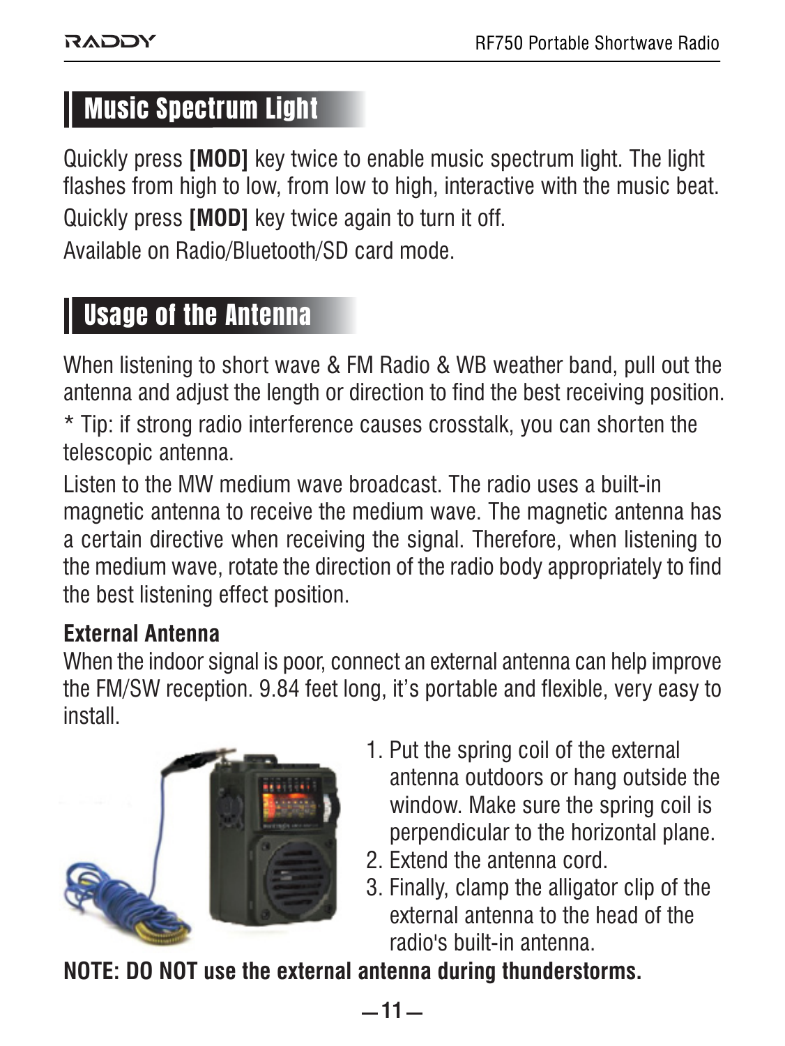## Music Spectrum Light

Quickly press **[MOD]** key twice to enable music spectrum light. The light flashes from high to low, from low to high, interactive with the music beat.

Quickly press **[MOD]** key twice again to turn it off.

Available on Radio/Bluetooth/SD card mode.

## Usage of the Antenna

When listening to short wave & FM Radio & WB weather band, pull out the antenna and adjust the length or direction to find the best receiving position.

* Tip: if strong radio interference causes crosstalk, you can shorten the telescopic antenna.

Listen to the MW medium wave broadcast. The radio uses a built-in magnetic antenna to receive the medium wave. The magnetic antenna has a certain directive when receiving the signal. Therefore, when listening to the medium wave, rotate the direction of the radio body appropriately to find the best listening effect position.

**External Antenna**

When the indoor signal is poor, connect an external antenna can help improve the FM/SW reception. 9.84 feet long, it's portable and flexible, very easy to install.

1. Put the spring coil of the external antenna outdoors or hang outside the window. Make sure the spring coil is perpendicular to the horizontal plane.
2. Extend the antenna cord.
3. Finally, clamp the alligator clip of the external antenna to the head of the radio's built-in antenna.

**NOTE: DO NOT use the external antenna during thunderstorms.**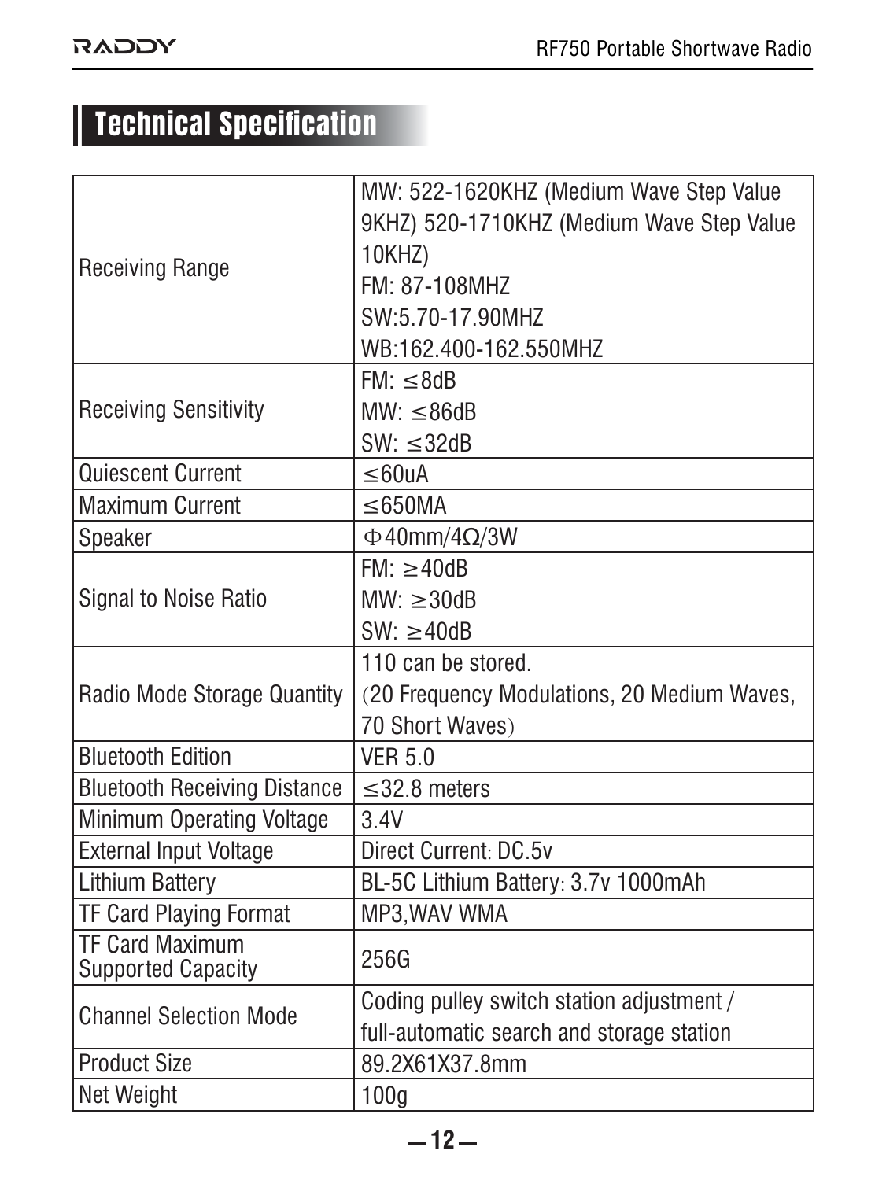# Technical Specification

| | |
|---|---|
| Receiving Range | MW: 522-1620KHZ (Medium Wave Step Value 9KHZ) 520-1710KHZ (Medium Wave Step Value 10KHZ)<br>FM: 87-108MHZ<br>SW:5.70-17.90MHZ<br>WB:162.400-162.550MHZ |
| Receiving Sensitivity | FM: ≤8dB<br>MW: ≤86dB<br>SW: ≤32dB |
| Quiescent Current | ≤60uA |
| Maximum Current | ≤650MA |
| Speaker | Φ40mm/4Ω/3W |
| Signal to Noise Ratio | FM: ≥40dB<br>MW: ≥30dB<br>SW: ≥40dB |
| Radio Mode Storage Quantity | 110 can be stored.<br>(20 Frequency Modulations, 20 Medium Waves, 70 Short Waves) |
| Bluetooth Edition | VER 5.0 |
| Bluetooth Receiving Distance | ≤32.8 meters |
| Minimum Operating Voltage | 3.4V |
| External Input Voltage | Direct Current: DC.5v |
| Lithium Battery | BL-5C Lithium Battery: 3.7v 1000mAh |
| TF Card Playing Format | MP3,WAV WMA |
| TF Card Maximum Supported Capacity | 256G |
| Channel Selection Mode | Coding pulley switch station adjustment / full-automatic search and storage station |
| Product Size | 89.2X61X37.8mm |
| Net Weight | 100g |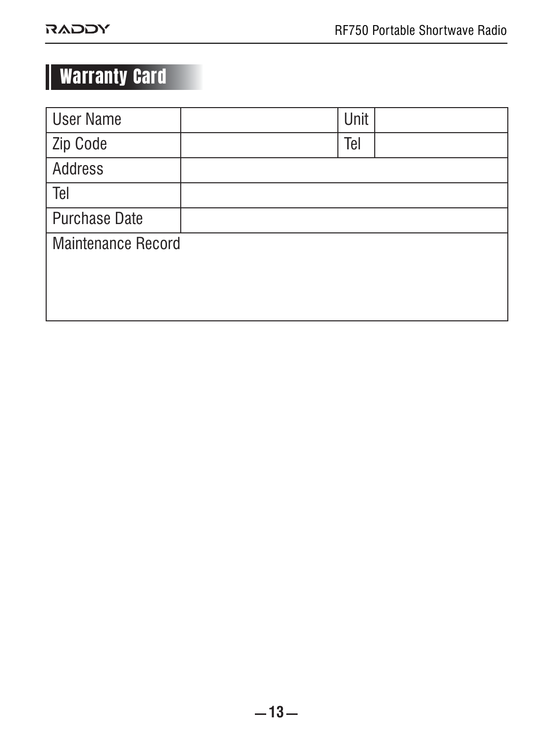## Warranty Card

| User Name | | Unit | |
|---|---|---|---|
| Zip Code | | Tel | |
| Address | | | |
| Tel | | | |
| Purchase Date | | | |
| Maintenance Record | | | |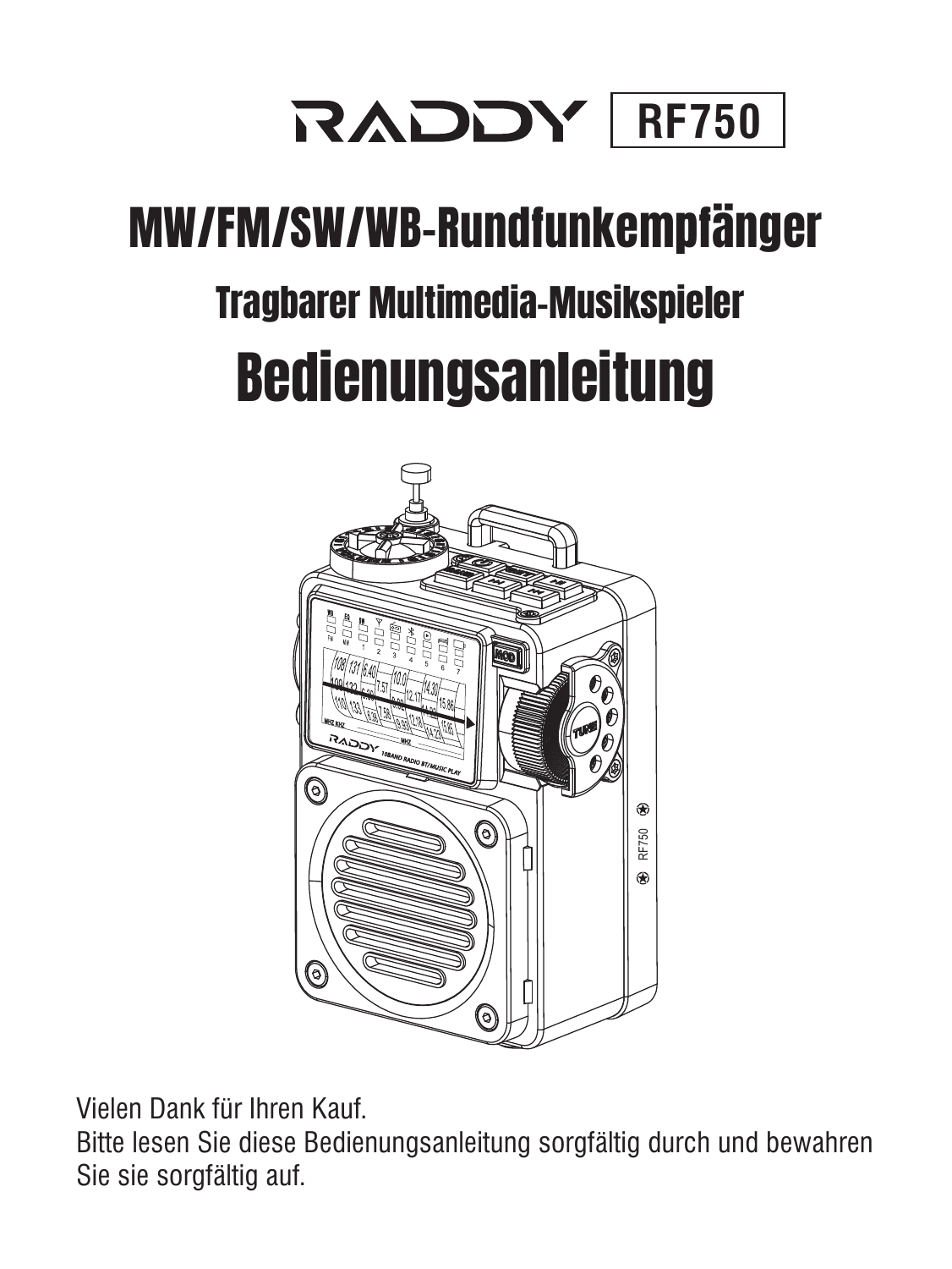# RADDY RF750

# MW/FM/SW/WB-Rundfunkempfänger

## Tragbarer Multimedia-Musikspieler

# Bedienungsanleitung

Vielen Dank für Ihren Kauf.
Bitte lesen Sie diese Bedienungsanleitung sorgfältig durch und bewahren Sie sie sorgfältig auf.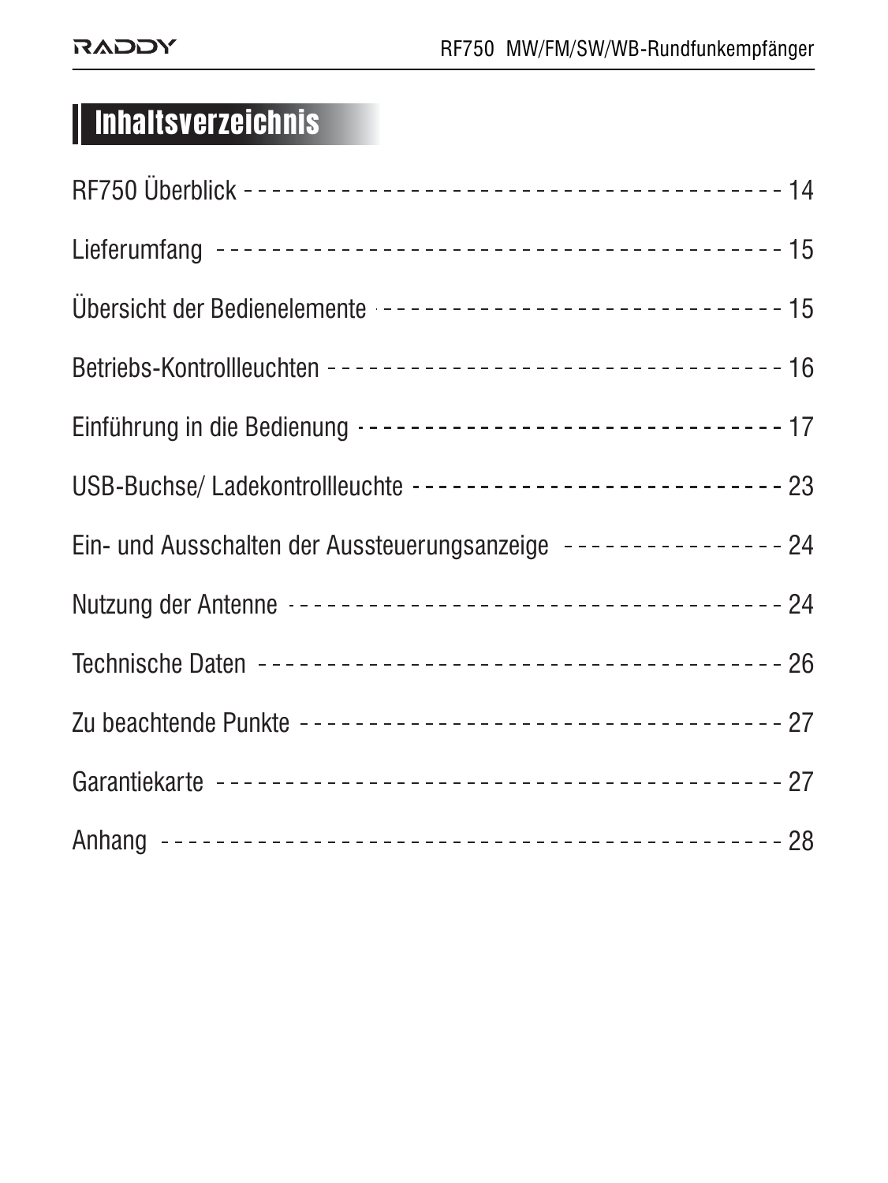# Inhaltsverzeichnis

RF750 Überblick ---------------------------------------- 14

Lieferumfang ---------------------------------------- 15

Übersicht der Bedienelemente ------------------------------ 15

Betriebs-Kontrollleuchten ---------------------------------- 16

Einführung in die Bedienung ------------------------------ 17

USB-Buchse/ Ladekontrollleuchte --------------------------- 23

Ein- und Ausschalten der Aussteuerungsanzeige ---------------- 24

Nutzung der Antenne -------------------------------------- 24

Technische Daten ---------------------------------------- 26

Zu beachtende Punkte ------------------------------------ 27

Garantiekarte ---------------------------------------- 27

Anhang ---------------------------------------- 28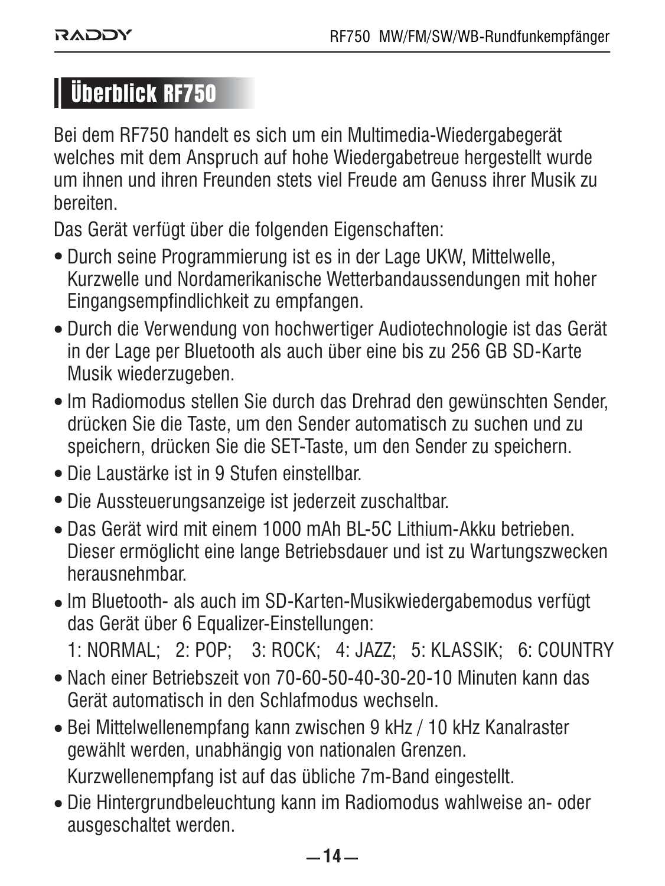## Überblick RF750

Bei dem RF750 handelt es sich um ein Multimedia-Wiedergabegerät welches mit dem Anspruch auf hohe Wiedergabetreue hergestellt wurde um ihnen und ihren Freunden stets viel Freude am Genuss ihrer Musik zu bereiten.

Das Gerät verfügt über die folgenden Eigenschaften:

- Durch seine Programmierung ist es in der Lage UKW, Mittelwelle, Kurzwelle und Nordamerikanische Wetterbandaussendungen mit hoher Eingangsempfindlichkeit zu empfangen.
- Durch die Verwendung von hochwertiger Audiotechnologie ist das Gerät in der Lage per Bluetooth als auch über eine bis zu 256 GB SD-Karte Musik wiederzugeben.
- Im Radiomodus stellen Sie durch das Drehrad den gewünschten Sender, drücken Sie die Taste, um den Sender automatisch zu suchen und zu speichern, drücken Sie die SET-Taste, um den Sender zu speichern.
- Die Laustärke ist in 9 Stufen einstellbar.
- Die Aussteuerungsanzeige ist jederzeit zuschaltbar.
- Das Gerät wird mit einem 1000 mAh BL-5C Lithium-Akku betrieben. Dieser ermöglicht eine lange Betriebsdauer und ist zu Wartungszwecken herausnehmbar.
- Im Bluetooth- als auch im SD-Karten-Musikwiedergabemodus verfügt das Gerät über 6 Equalizer-Einstellungen:
  1: NORMAL; 2: POP; 3: ROCK; 4: JAZZ; 5: KLASSIK; 6: COUNTRY
- Nach einer Betriebszeit von 70-60-50-40-30-20-10 Minuten kann das Gerät automatisch in den Schlafmodus wechseln.
- Bei Mittelwellenempfang kann zwischen 9 kHz / 10 kHz Kanalraster gewählt werden, unabhängig von nationalen Grenzen.
  Kurzwellenempfang ist auf das übliche 7m-Band eingestellt.
- Die Hintergrundbeleuchtung kann im Radiomodus wahlweise an- oder ausgeschaltet werden.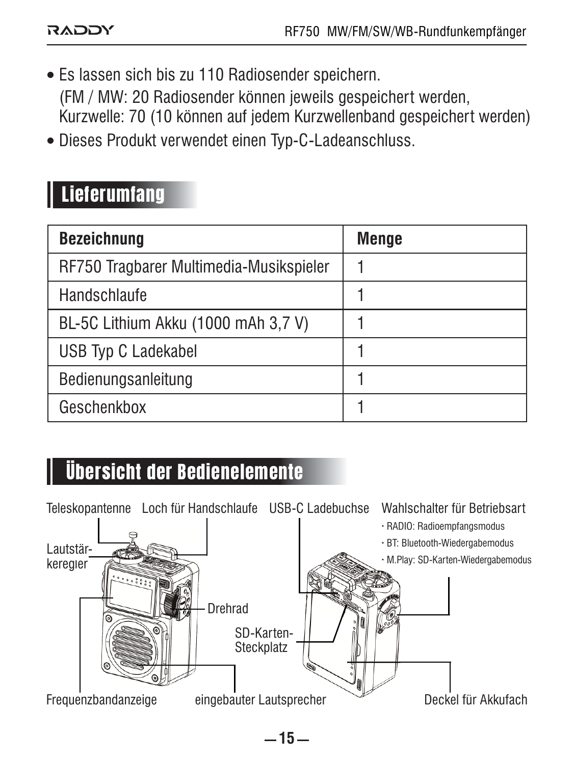- Es lassen sich bis zu 110 Radiosender speichern.
  (FM / MW: 20 Radiosender können jeweils gespeichert werden,
  Kurzwelle: 70 (10 können auf jedem Kurzwellenband gespeichert werden)
- Dieses Produkt verwendet einen Typ-C-Ladeanschluss.

## Lieferumfang

| Bezeichnung | Menge |
|---|---|
| RF750 Tragbarer Multimedia-Musikspieler | 1 |
| Handschlaufe | 1 |
| BL-5C Lithium Akku (1000 mAh 3,7 V) | 1 |
| USB Typ C Ladekabel | 1 |
| Bedienungsanleitung | 1 |
| Geschenkbox | 1 |

## Übersicht der Bedienelemente

Teleskopantenne  Loch für Handschlaufe  USB-C Ladebuchse  Wahlschalter für Betriebsart

- RADIO: Radioempfangsmodus
- BT: Bluetooth-Wiedergabemodus
- M.Play: SD-Karten-Wiedergabemodus

Lautstärkeregler

Drehrad

SD-Karten-Steckplatz

Frequenzbandanzeige  eingebauter Lautsprecher  Deckel für Akkufach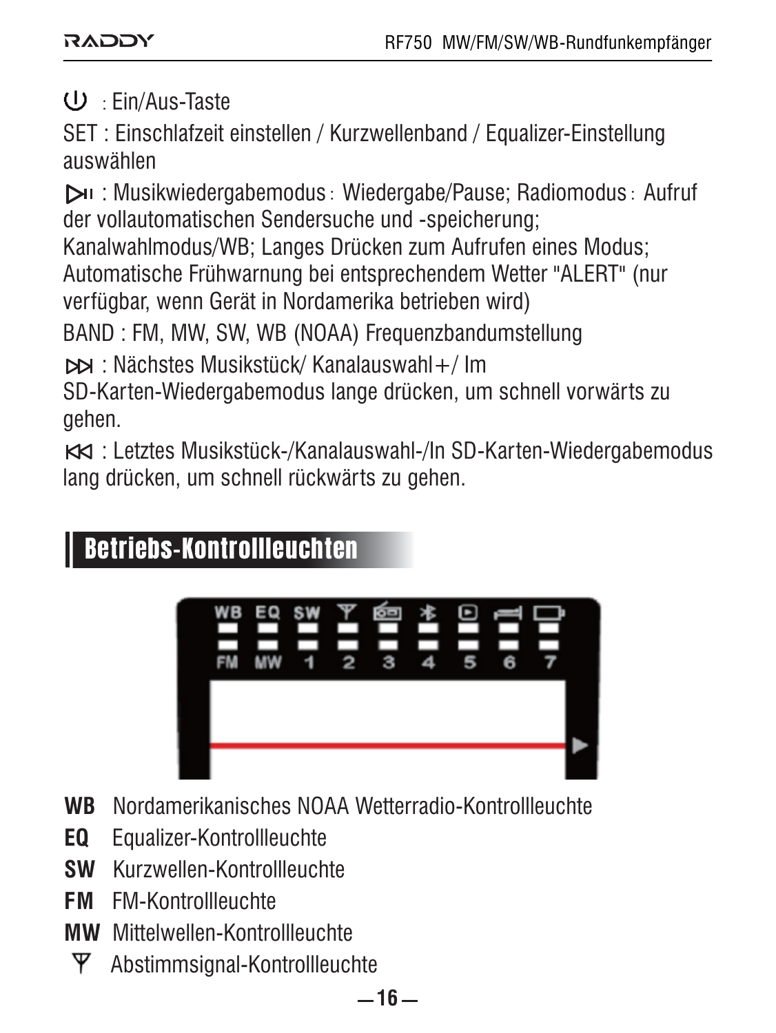⏻ : Ein/Aus-Taste

SET : Einschlafzeit einstellen / Kurzwellenband / Equalizer-Einstellung auswählen

⏯ : Musikwiedergabemodus：Wiedergabe/Pause; Radiomodus：Aufruf der vollautomatischen Sendersuche und -speicherung; Kanalwahlmodus/WB; Langes Drücken zum Aufrufen eines Modus; Automatische Frühwarnung bei entsprechendem Wetter "ALERT" (nur verfügbar, wenn Gerät in Nordamerika betrieben wird)

BAND : FM, MW, SW, WB (NOAA) Frequenzbandumstellung

⏭ : Nächstes Musikstück/ Kanalauswahl+/ Im SD-Karten-Wiedergabemodus lange drücken, um schnell vorwärts zu gehen.

⏮ : Letztes Musikstück-/Kanalauswahl-/In SD-Karten-Wiedergabemodus lang drücken, um schnell rückwärts zu gehen.

## Betriebs-Kontrollleuchten

**WB** Nordamerikanisches NOAA Wetterradio-Kontrollleuchte

**EQ** Equalizer-Kontrollleuchte

**SW** Kurzwellen-Kontrollleuchte

**FM** FM-Kontrollleuchte

**MW** Mittelwellen-Kontrollleuchte

Ψ Abstimmsignal-Kontrollleuchte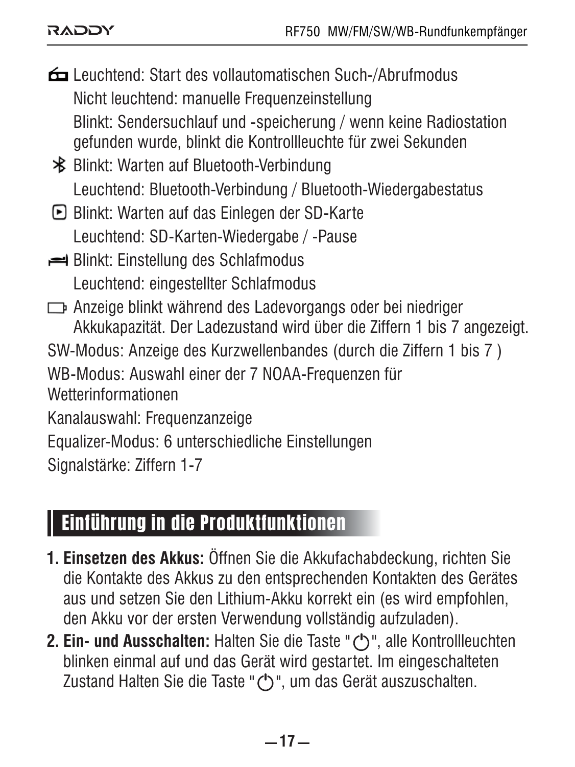Leuchtend: Start des vollautomatischen Such-/Abrufmodus
Nicht leuchtend: manuelle Frequenzeinstellung
Blinkt: Sendersuchlauf und -speicherung / wenn keine Radiostation gefunden wurde, blinkt die Kontrollleuchte für zwei Sekunden

Blinkt: Warten auf Bluetooth-Verbindung
Leuchtend: Bluetooth-Verbindung / Bluetooth-Wiedergabestatus

Blinkt: Warten auf das Einlegen der SD-Karte
Leuchtend: SD-Karten-Wiedergabe / -Pause

Blinkt: Einstellung des Schlafmodus
Leuchtend: eingestellter Schlafmodus

Anzeige blinkt während des Ladevorgangs oder bei niedriger Akkukapazität. Der Ladezustand wird über die Ziffern 1 bis 7 angezeigt.

SW-Modus: Anzeige des Kurzwellenbandes (durch die Ziffern 1 bis 7 )

WB-Modus: Auswahl einer der 7 NOAA-Frequenzen für Wetterinformationen

Kanalauswahl: Frequenzanzeige

Equalizer-Modus: 6 unterschiedliche Einstellungen

Signalstärke: Ziffern 1-7

## Einführung in die Produktfunktionen

1. **Einsetzen des Akkus:** Öffnen Sie die Akkufachabdeckung, richten Sie die Kontakte des Akkus zu den entsprechenden Kontakten des Gerätes aus und setzen Sie den Lithium-Akku korrekt ein (es wird empfohlen, den Akku vor der ersten Verwendung vollständig aufzuladen).
2. **Ein- und Ausschalten:** Halten Sie die Taste "⏻", alle Kontrollleuchten blinken einmal auf und das Gerät wird gestartet. Im eingeschalteten Zustand Halten Sie die Taste "⏻", um das Gerät auszuschalten.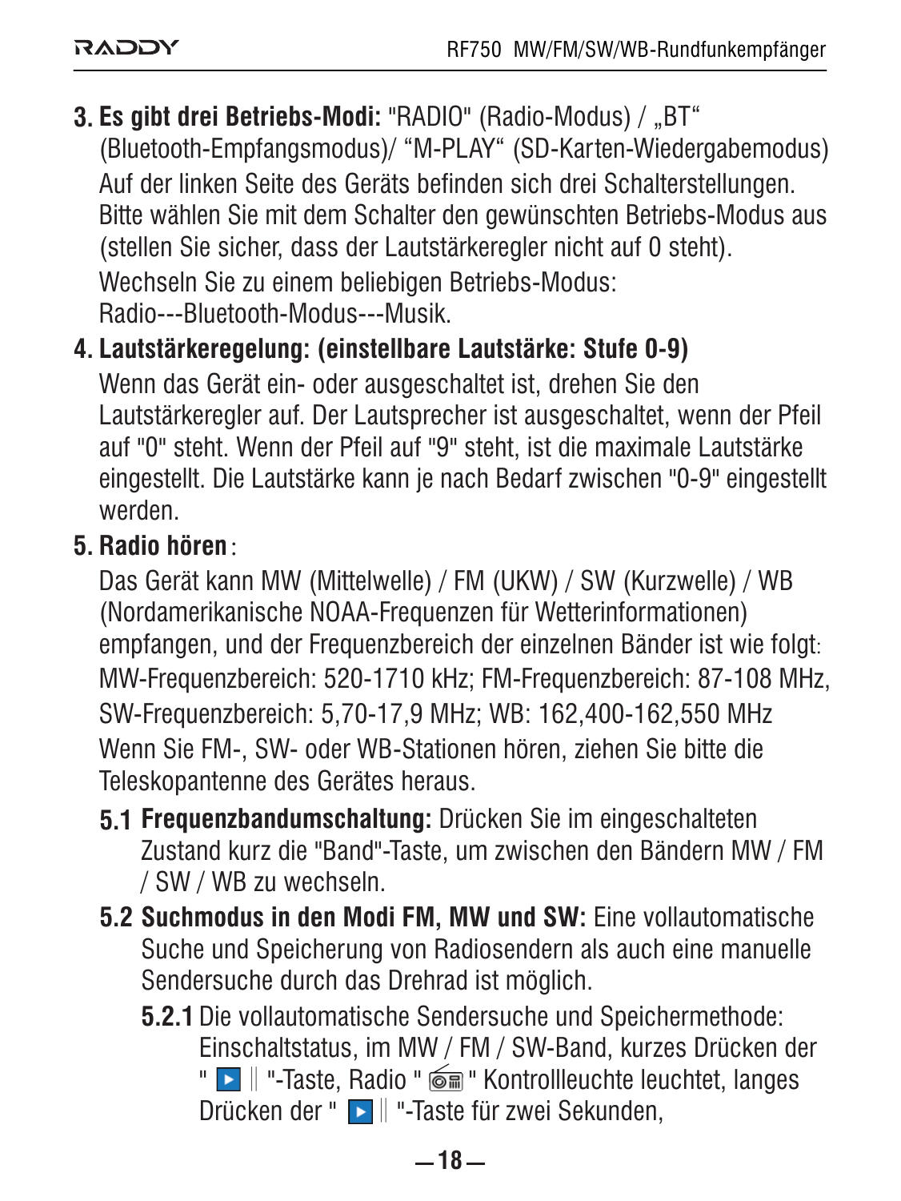**3. Es gibt drei Betriebs-Modi:** "RADIO" (Radio-Modus) / „BT“ (Bluetooth-Empfangsmodus)/ “M-PLAY“ (SD-Karten-Wiedergabemodus) Auf der linken Seite des Geräts befinden sich drei Schalterstellungen. Bitte wählen Sie mit dem Schalter den gewünschten Betriebs-Modus aus (stellen Sie sicher, dass der Lautstärkeregler nicht auf 0 steht). Wechseln Sie zu einem beliebigen Betriebs-Modus: Radio---Bluetooth-Modus---Musik.

**4. Lautstärkeregelung: (einstellbare Lautstärke: Stufe 0-9)**
Wenn das Gerät ein- oder ausgeschaltet ist, drehen Sie den Lautstärkeregler auf. Der Lautsprecher ist ausgeschaltet, wenn der Pfeil auf "0" steht. Wenn der Pfeil auf "9" steht, ist die maximale Lautstärke eingestellt. Die Lautstärke kann je nach Bedarf zwischen "0-9" eingestellt werden.

**5. Radio hören**:
Das Gerät kann MW (Mittelwelle) / FM (UKW) / SW (Kurzwelle) / WB (Nordamerikanische NOAA-Frequenzen für Wetterinformationen) empfangen, und der Frequenzbereich der einzelnen Bänder ist wie folgt: MW-Frequenzbereich: 520-1710 kHz; FM-Frequenzbereich: 87-108 MHz, SW-Frequenzbereich: 5,70-17,9 MHz; WB: 162,400-162,550 MHz
Wenn Sie FM-, SW- oder WB-Stationen hören, ziehen Sie bitte die Teleskopantenne des Gerätes heraus.

**5.1 Frequenzbandumschaltung:** Drücken Sie im eingeschalteten Zustand kurz die "Band"-Taste, um zwischen den Bändern MW / FM / SW / WB zu wechseln.

**5.2 Suchmodus in den Modi FM, MW und SW:** Eine vollautomatische Suche und Speicherung von Radiosendern als auch eine manuelle Sendersuche durch das Drehrad ist möglich.

**5.2.1** Die vollautomatische Sendersuche und Speichermethode: Einschaltstatus, im MW / FM / SW-Band, kurzes Drücken der " ▶‖ "-Taste, Radio " 📻 " Kontrollleuchte leuchtet, langes Drücken der " ▶‖ "-Taste für zwei Sekunden,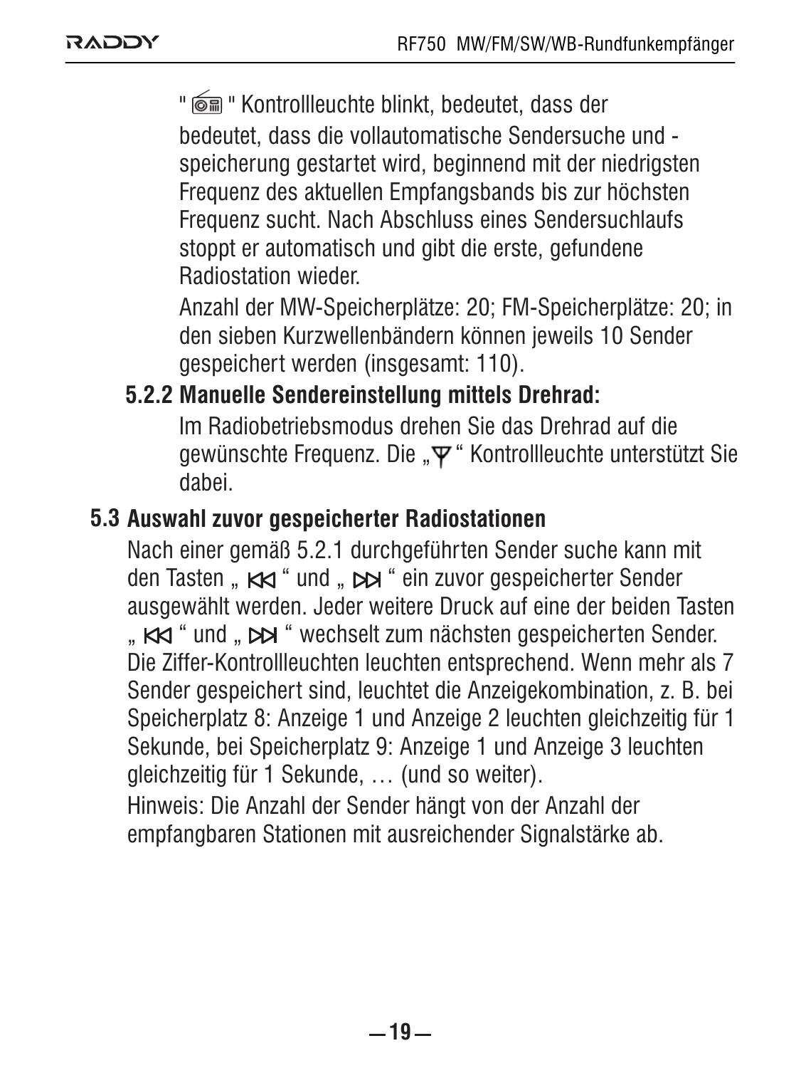" 📻 " Kontrollleuchte blinkt, bedeutet, dass der bedeutet, dass die vollautomatische Sendersuche und -speicherung gestartet wird, beginnend mit der niedrigsten Frequenz des aktuellen Empfangsbands bis zur höchsten Frequenz sucht. Nach Abschluss eines Sendersuchlaufs stoppt er automatisch und gibt die erste, gefundene Radiostation wieder.

Anzahl der MW-Speicherplätze: 20; FM-Speicherplätze: 20; in den sieben Kurzwellenbändern können jeweils 10 Sender gespeichert werden (insgesamt: 110).

### 5.2.2 Manuelle Sendereinstellung mittels Drehrad:

Im Radiobetriebsmodus drehen Sie das Drehrad auf die gewünschte Frequenz. Die „Ψ“ Kontrollleuchte unterstützt Sie dabei.

## 5.3 Auswahl zuvor gespeicherter Radiostationen

Nach einer gemäß 5.2.1 durchgeführten Sender suche kann mit den Tasten „ ⏮ “ und „ ⏭ “ ein zuvor gespeicherter Sender ausgewählt werden. Jeder weitere Druck auf eine der beiden Tasten „ ⏮ “ und „ ⏭ “ wechselt zum nächsten gespeicherten Sender. Die Ziffer-Kontrollleuchten leuchten entsprechend. Wenn mehr als 7 Sender gespeichert sind, leuchtet die Anzeigekombination, z. B. bei Speicherplatz 8: Anzeige 1 und Anzeige 2 leuchten gleichzeitig für 1 Sekunde, bei Speicherplatz 9: Anzeige 1 und Anzeige 3 leuchten gleichzeitig für 1 Sekunde, … (und so weiter).

Hinweis: Die Anzahl der Sender hängt von der Anzahl der empfangbaren Stationen mit ausreichender Signalstärke ab.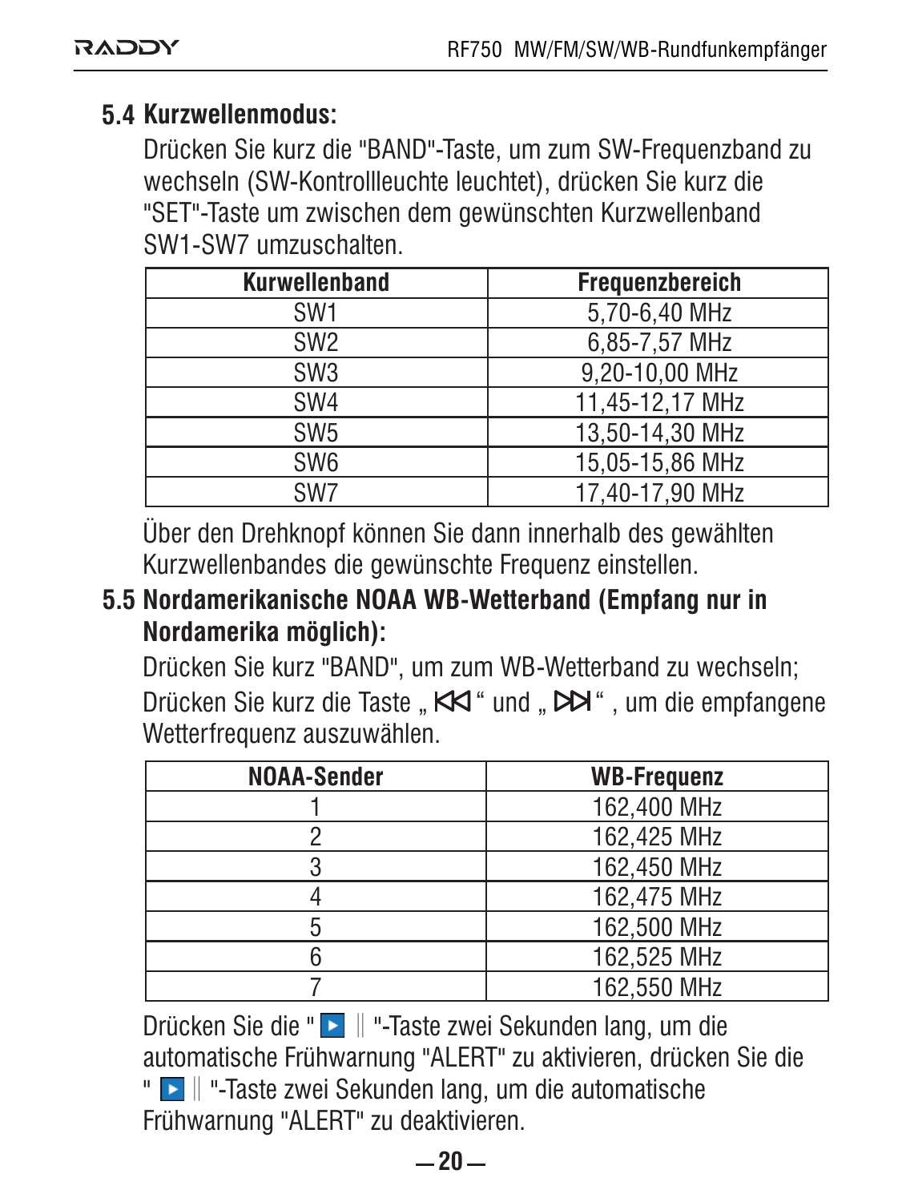### 5.4 Kurzwellenmodus:

Drücken Sie kurz die "BAND"-Taste, um zum SW-Frequenzband zu wechseln (SW-Kontrollleuchte leuchtet), drücken Sie kurz die "SET"-Taste um zwischen dem gewünschten Kurzwellenband SW1-SW7 umzuschalten.

| Kurwellenband | Frequenzbereich |
|---|---|
| SW1 | 5,70-6,40 MHz |
| SW2 | 6,85-7,57 MHz |
| SW3 | 9,20-10,00 MHz |
| SW4 | 11,45-12,17 MHz |
| SW5 | 13,50-14,30 MHz |
| SW6 | 15,05-15,86 MHz |
| SW7 | 17,40-17,90 MHz |

Über den Drehknopf können Sie dann innerhalb des gewählten Kurzwellenbandes die gewünschte Frequenz einstellen.

### 5.5 Nordamerikanische NOAA WB-Wetterband (Empfang nur in Nordamerika möglich):

Drücken Sie kurz "BAND", um zum WB-Wetterband zu wechseln; Drücken Sie kurz die Taste „ ⏮ “ und „ ⏭ “ , um die empfangene Wetterfrequenz auszuwählen.

| NOAA-Sender | WB-Frequenz |
|---|---|
| 1 | 162,400 MHz |
| 2 | 162,425 MHz |
| 3 | 162,450 MHz |
| 4 | 162,475 MHz |
| 5 | 162,500 MHz |
| 6 | 162,525 MHz |
| 7 | 162,550 MHz |

Drücken Sie die " ▶ ‖ "-Taste zwei Sekunden lang, um die automatische Frühwarnung "ALERT" zu aktivieren, drücken Sie die " ▶ ‖ "-Taste zwei Sekunden lang, um die automatische Frühwarnung "ALERT" zu deaktivieren.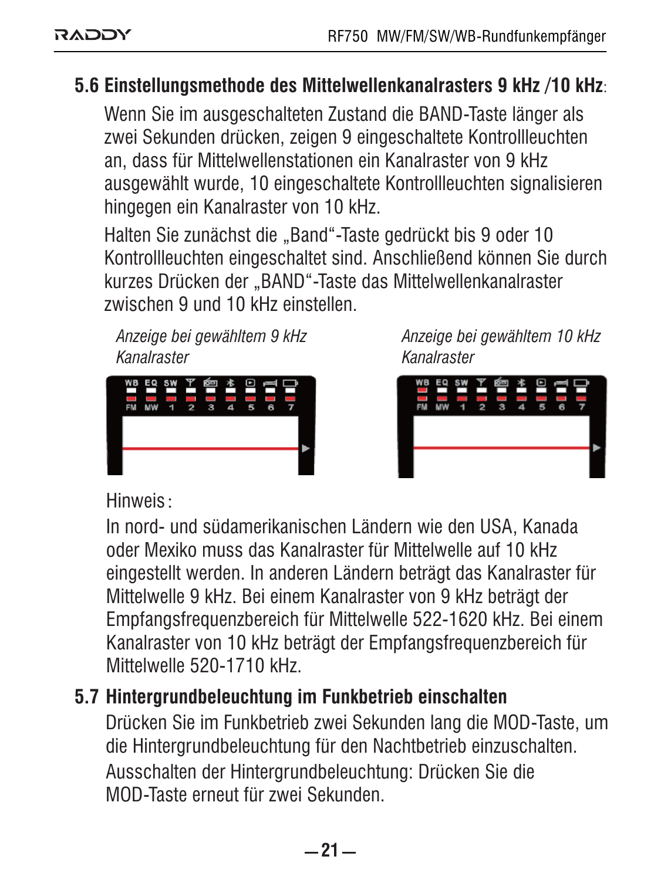## 5.6 Einstellungsmethode des Mittelwellenkanalrasters 9 kHz /10 kHz:

Wenn Sie im ausgeschalteten Zustand die BAND-Taste länger als zwei Sekunden drücken, zeigen 9 eingeschaltete Kontrollleuchten an, dass für Mittelwellenstationen ein Kanalraster von 9 kHz ausgewählt wurde, 10 eingeschaltete Kontrollleuchten signalisieren hingegen ein Kanalraster von 10 kHz.

Halten Sie zunächst die „Band“-Taste gedrückt bis 9 oder 10 Kontrollleuchten eingeschaltet sind. Anschließend können Sie durch kurzes Drücken der „BAND“-Taste das Mittelwellenkanalraster zwischen 9 und 10 kHz einstellen.

*Anzeige bei gewähltem 9 kHz Kanalraster*

*Anzeige bei gewähltem 10 kHz Kanalraster*

Hinweis:

In nord- und südamerikanischen Ländern wie den USA, Kanada oder Mexiko muss das Kanalraster für Mittelwelle auf 10 kHz eingestellt werden. In anderen Ländern beträgt das Kanalraster für Mittelwelle 9 kHz. Bei einem Kanalraster von 9 kHz beträgt der Empfangsfrequenzbereich für Mittelwelle 522-1620 kHz. Bei einem Kanalraster von 10 kHz beträgt der Empfangsfrequenzbereich für Mittelwelle 520-1710 kHz.

## 5.7 Hintergrundbeleuchtung im Funkbetrieb einschalten

Drücken Sie im Funkbetrieb zwei Sekunden lang die MOD-Taste, um die Hintergrundbeleuchtung für den Nachtbetrieb einzuschalten.

Ausschalten der Hintergrundbeleuchtung: Drücken Sie die MOD-Taste erneut für zwei Sekunden.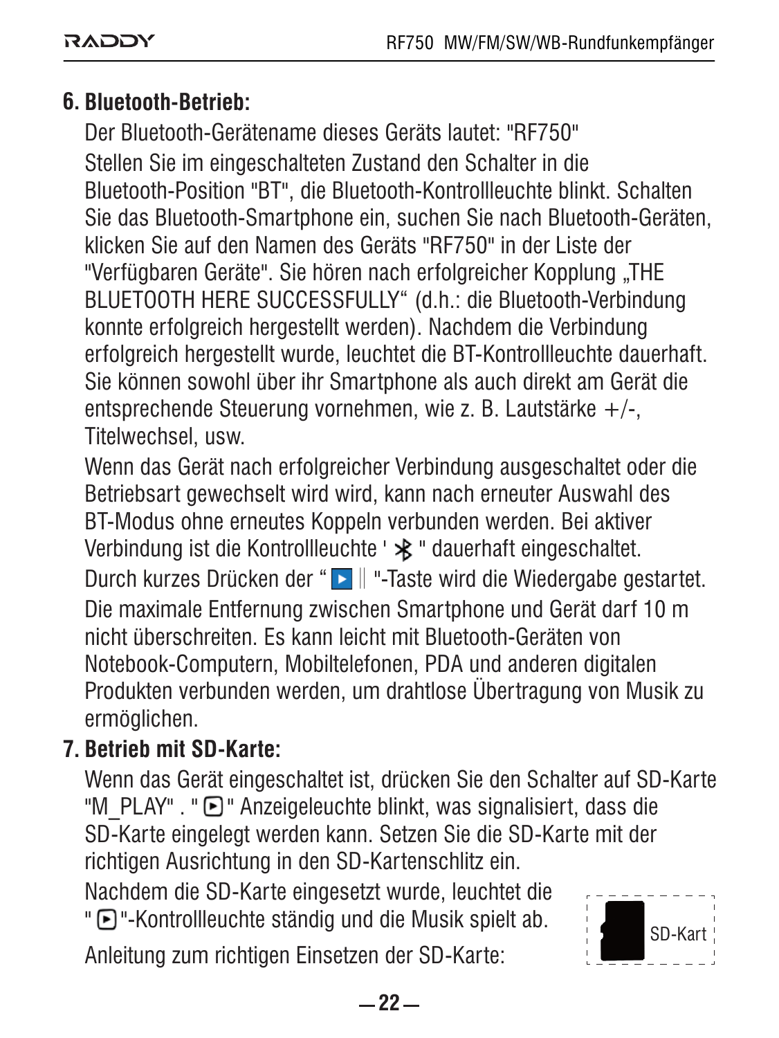### 6. Bluetooth-Betrieb:

Der Bluetooth-Gerätename dieses Geräts lautet: "RF750"

Stellen Sie im eingeschalteten Zustand den Schalter in die Bluetooth-Position "BT", die Bluetooth-Kontrollleuchte blinkt. Schalten Sie das Bluetooth-Smartphone ein, suchen Sie nach Bluetooth-Geräten, klicken Sie auf den Namen des Geräts "RF750" in der Liste der "Verfügbaren Geräte". Sie hören nach erfolgreicher Kopplung „THE BLUETOOTH HERE SUCCESSFULLY“ (d.h.: die Bluetooth-Verbindung konnte erfolgreich hergestellt werden). Nachdem die Verbindung erfolgreich hergestellt wurde, leuchtet die BT-Kontrollleuchte dauerhaft. Sie können sowohl über ihr Smartphone als auch direkt am Gerät die entsprechende Steuerung vornehmen, wie z. B. Lautstärke +/-, Titelwechsel, usw.

Wenn das Gerät nach erfolgreicher Verbindung ausgeschaltet oder die Betriebsart gewechselt wird wird, kann nach erneuter Auswahl des BT-Modus ohne erneutes Koppeln verbunden werden. Bei aktiver Verbindung ist die Kontrollleuchte ' ✻ " dauerhaft eingeschaltet.

Durch kurzes Drücken der " ▶ ‖ "-Taste wird die Wiedergabe gestartet.

Die maximale Entfernung zwischen Smartphone und Gerät darf 10 m nicht überschreiten. Es kann leicht mit Bluetooth-Geräten von Notebook-Computern, Mobiltelefonen, PDA und anderen digitalen Produkten verbunden werden, um drahtlose Übertragung von Musik zu ermöglichen.

### 7. Betrieb mit SD-Karte:

Wenn das Gerät eingeschaltet ist, drücken Sie den Schalter auf SD-Karte "M_PLAY" . " ▶ " Anzeigeleuchte blinkt, was signalisiert, dass die SD-Karte eingelegt werden kann. Setzen Sie die SD-Karte mit der richtigen Ausrichtung in den SD-Kartenschlitz ein.

Nachdem die SD-Karte eingesetzt wurde, leuchtet die " ▶ "-Kontrollleuchte ständig und die Musik spielt ab.

SD-Kart

Anleitung zum richtigen Einsetzen der SD-Karte: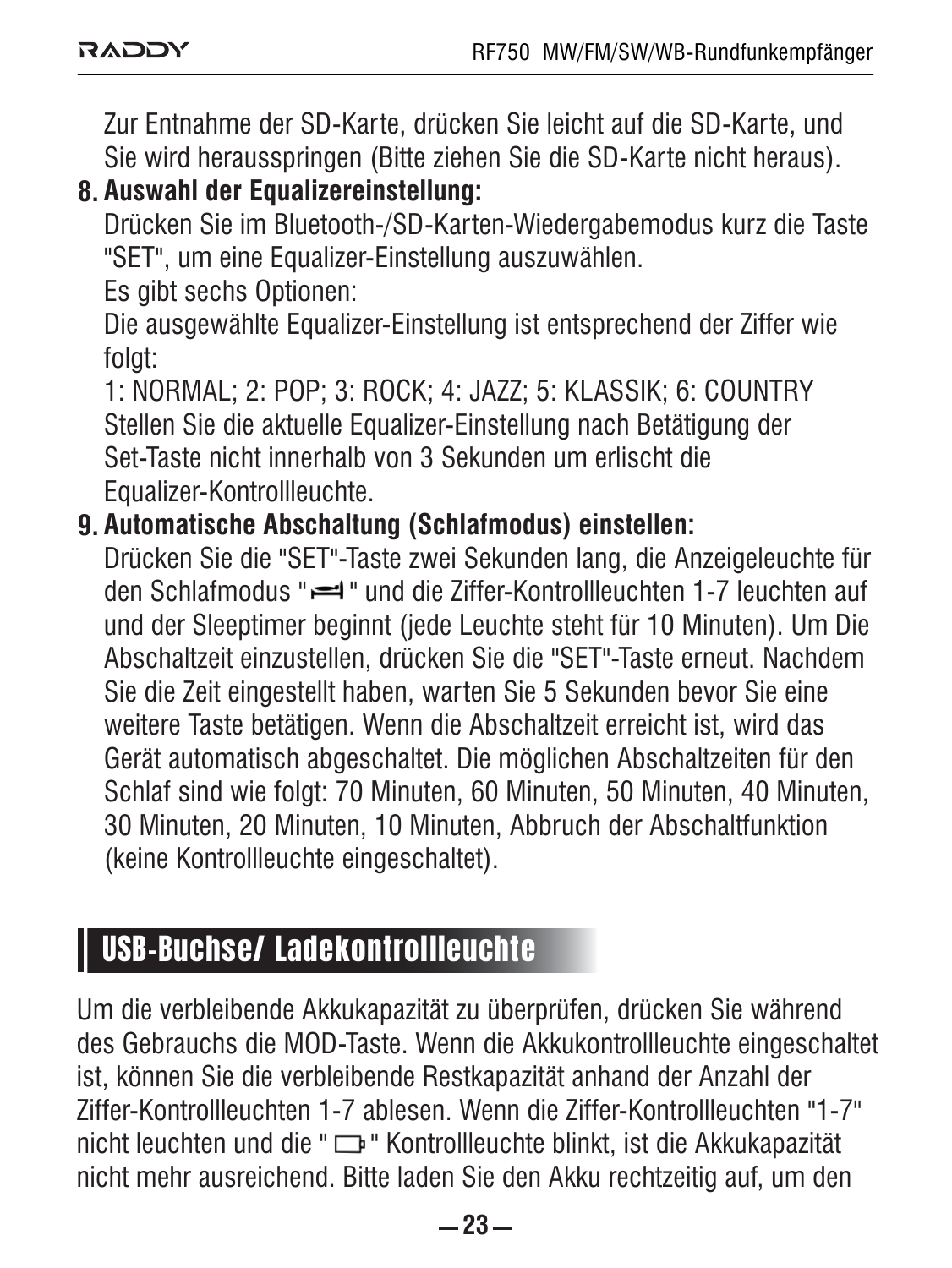Zur Entnahme der SD-Karte, drücken Sie leicht auf die SD-Karte, und Sie wird herausspringen (Bitte ziehen Sie die SD-Karte nicht heraus).

8. **Auswahl der Equalizereinstellung:**
   Drücken Sie im Bluetooth-/SD-Karten-Wiedergabemodus kurz die Taste "SET", um eine Equalizer-Einstellung auszuwählen.
   Es gibt sechs Optionen:
   Die ausgewählte Equalizer-Einstellung ist entsprechend der Ziffer wie folgt:
   1: NORMAL; 2: POP; 3: ROCK; 4: JAZZ; 5: KLASSIK; 6: COUNTRY
   Stellen Sie die aktuelle Equalizer-Einstellung nach Betätigung der Set-Taste nicht innerhalb von 3 Sekunden um erlischt die Equalizer-Kontrollleuchte.

9. **Automatische Abschaltung (Schlafmodus) einstellen:**
   Drücken Sie die "SET"-Taste zwei Sekunden lang, die Anzeigeleuchte für den Schlafmodus "🛏" und die Ziffer-Kontrollleuchten 1-7 leuchten auf und der Sleeptimer beginnt (jede Leuchte steht für 10 Minuten). Um Die Abschaltzeit einzustellen, drücken Sie die "SET"-Taste erneut. Nachdem Sie die Zeit eingestellt haben, warten Sie 5 Sekunden bevor Sie eine weitere Taste betätigen. Wenn die Abschaltzeit erreicht ist, wird das Gerät automatisch abgeschaltet. Die möglichen Abschaltzeiten für den Schlaf sind wie folgt: 70 Minuten, 60 Minuten, 50 Minuten, 40 Minuten, 30 Minuten, 20 Minuten, 10 Minuten, Abbruch der Abschaltfunktion (keine Kontrollleuchte eingeschaltet).

## USB-Buchse/ Ladekontrollleuchte

Um die verbleibende Akkukapazität zu überprüfen, drücken Sie während des Gebrauchs die MOD-Taste. Wenn die Akkukontrollleuchte eingeschaltet ist, können Sie die verbleibende Restkapazität anhand der Anzahl der Ziffer-Kontrollleuchten 1-7 ablesen. Wenn die Ziffer-Kontrollleuchten "1-7" nicht leuchten und die "🔋" Kontrollleuchte blinkt, ist die Akkukapazität nicht mehr ausreichend. Bitte laden Sie den Akku rechtzeitig auf, um den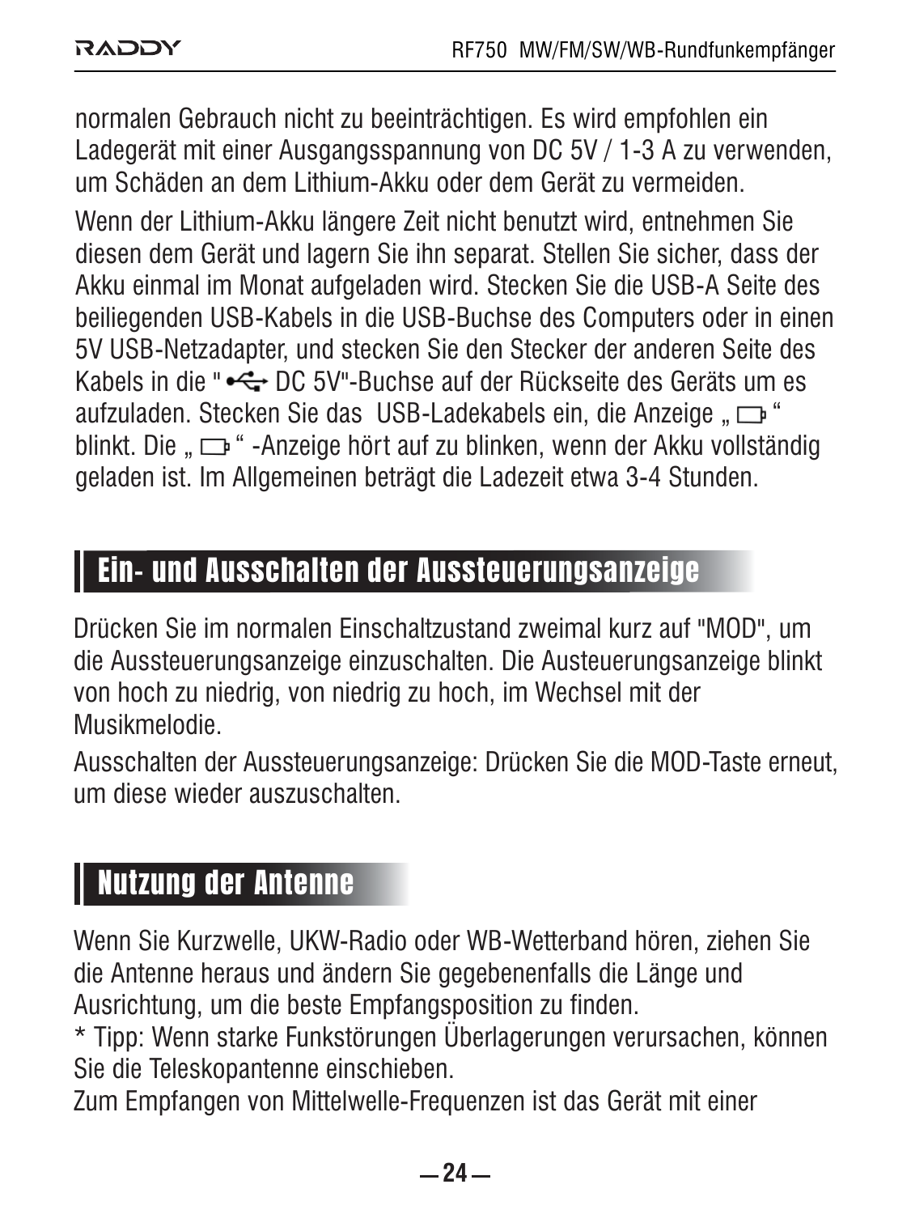normalen Gebrauch nicht zu beeinträchtigen. Es wird empfohlen ein Ladegerät mit einer Ausgangsspannung von DC 5V / 1-3 A zu verwenden, um Schäden an dem Lithium-Akku oder dem Gerät zu vermeiden.

Wenn der Lithium-Akku längere Zeit nicht benutzt wird, entnehmen Sie diesen dem Gerät und lagern Sie ihn separat. Stellen Sie sicher, dass der Akku einmal im Monat aufgeladen wird. Stecken Sie die USB-A Seite des beiliegenden USB-Kabels in die USB-Buchse des Computers oder in einen 5V USB-Netzadapter, und stecken Sie den Stecker der anderen Seite des Kabels in die " ⭠ DC 5V"-Buchse auf der Rückseite des Geräts um es aufzuladen. Stecken Sie das  USB-Ladekabels ein, die Anzeige „ ▭ “ blinkt. Die „ ▭ “ -Anzeige hört auf zu blinken, wenn der Akku vollständig geladen ist. Im Allgemeinen beträgt die Ladezeit etwa 3-4 Stunden.

## Ein- und Ausschalten der Aussteuerungsanzeige

Drücken Sie im normalen Einschaltzustand zweimal kurz auf "MOD", um die Aussteuerungsanzeige einzuschalten. Die Austeuerungsanzeige blinkt von hoch zu niedrig, von niedrig zu hoch, im Wechsel mit der Musikmelodie.

Ausschalten der Aussteuerungsanzeige: Drücken Sie die MOD-Taste erneut, um diese wieder auszuschalten.

## Nutzung der Antenne

Wenn Sie Kurzwelle, UKW-Radio oder WB-Wetterband hören, ziehen Sie die Antenne heraus und ändern Sie gegebenenfalls die Länge und Ausrichtung, um die beste Empfangsposition zu finden.

* Tipp: Wenn starke Funkstörungen Überlagerungen verursachen, können Sie die Teleskopantenne einschieben.

Zum Empfangen von Mittelwelle-Frequenzen ist das Gerät mit einer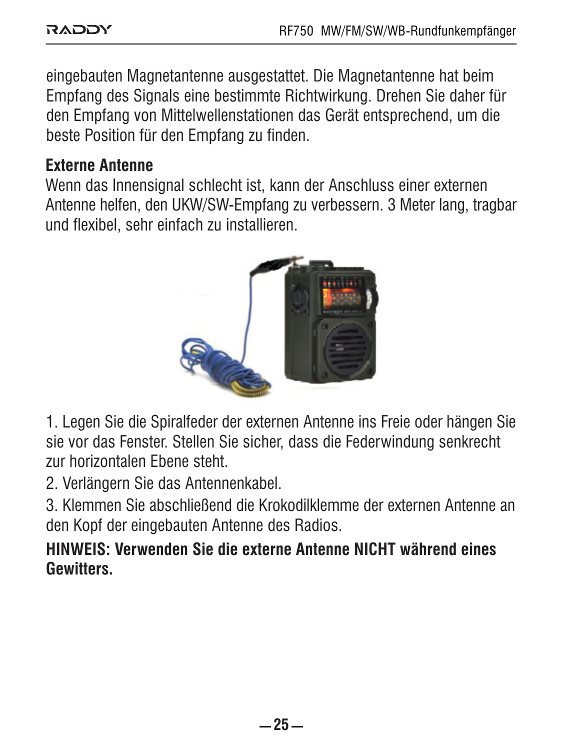eingebauten Magnetantenne ausgestattet. Die Magnetantenne hat beim Empfang des Signals eine bestimmte Richtwirkung. Drehen Sie daher für den Empfang von Mittelwellenstationen das Gerät entsprechend, um die beste Position für den Empfang zu finden.

**Externe Antenne**

Wenn das Innensignal schlecht ist, kann der Anschluss einer externen Antenne helfen, den UKW/SW-Empfang zu verbessern. 3 Meter lang, tragbar und flexibel, sehr einfach zu installieren.

1. Legen Sie die Spiralfeder der externen Antenne ins Freie oder hängen Sie sie vor das Fenster. Stellen Sie sicher, dass die Federwindung senkrecht zur horizontalen Ebene steht.
2. Verlängern Sie das Antennenkabel.
3. Klemmen Sie abschließend die Krokodilklemme der externen Antenne an den Kopf der eingebauten Antenne des Radios.

**HINWEIS: Verwenden Sie die externe Antenne NICHT während eines Gewitters.**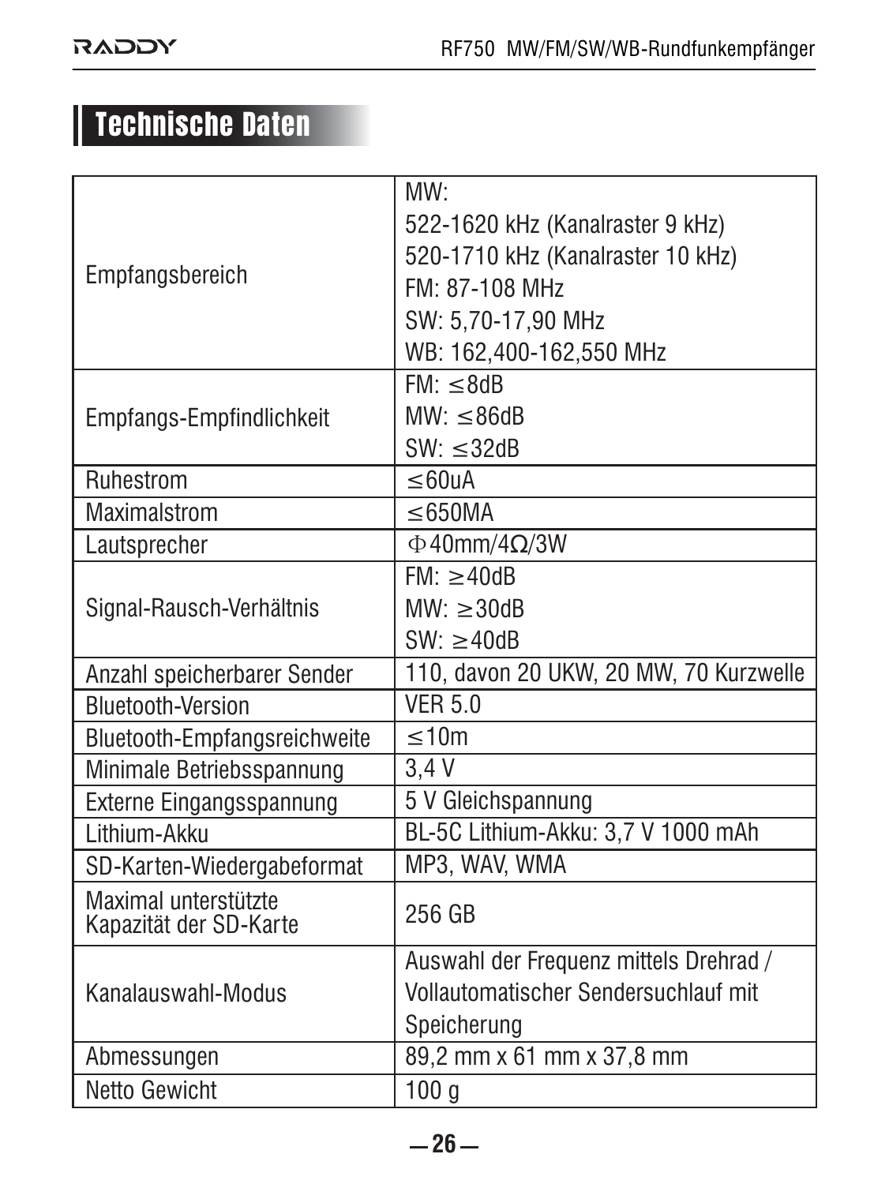# Technische Daten

| | |
|---|---|
| Empfangsbereich | MW:<br>522-1620 kHz (Kanalraster 9 kHz)<br>520-1710 kHz (Kanalraster 10 kHz)<br>FM: 87-108 MHz<br>SW: 5,70-17,90 MHz<br>WB: 162,400-162,550 MHz |
| Empfangs-Empfindlichkeit | FM: ≤8dB<br>MW: ≤86dB<br>SW: ≤32dB |
| Ruhestrom | ≤60uA |
| Maximalstrom | ≤650MA |
| Lautsprecher | Φ40mm/4Ω/3W |
| Signal-Rausch-Verhältnis | FM: ≥40dB<br>MW: ≥30dB<br>SW: ≥40dB |
| Anzahl speicherbarer Sender | 110, davon 20 UKW, 20 MW, 70 Kurzwelle |
| Bluetooth-Version | VER 5.0 |
| Bluetooth-Empfangsreichweite | ≤10m |
| Minimale Betriebsspannung | 3,4 V |
| Externe Eingangsspannung | 5 V Gleichspannung |
| Lithium-Akku | BL-5C Lithium-Akku: 3,7 V 1000 mAh |
| SD-Karten-Wiedergabeformat | MP3, WAV, WMA |
| Maximal unterstützte Kapazität der SD-Karte | 256 GB |
| Kanalauswahl-Modus | Auswahl der Frequenz mittels Drehrad / Vollautomatischer Sendersuchlauf mit Speicherung |
| Abmessungen | 89,2 mm x 61 mm x 37,8 mm |
| Netto Gewicht | 100 g |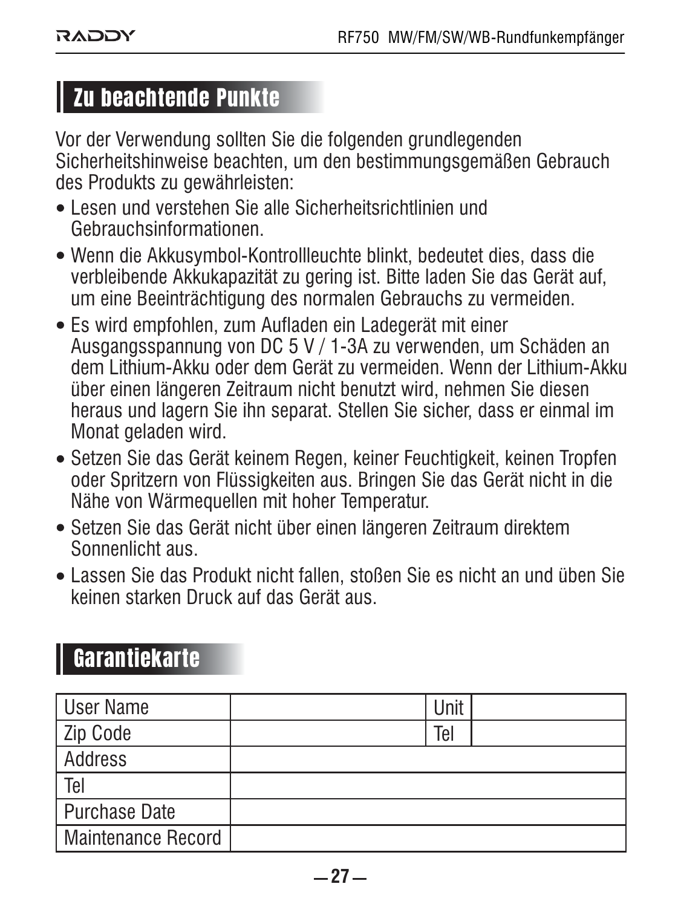## Zu beachtende Punkte

Vor der Verwendung sollten Sie die folgenden grundlegenden Sicherheitshinweise beachten, um den bestimmungsgemäßen Gebrauch des Produkts zu gewährleisten:

- Lesen und verstehen Sie alle Sicherheitsrichtlinien und Gebrauchsinformationen.
- Wenn die Akkusymbol-Kontrollleuchte blinkt, bedeutet dies, dass die verbleibende Akkukapazität zu gering ist. Bitte laden Sie das Gerät auf, um eine Beeinträchtigung des normalen Gebrauchs zu vermeiden.
- Es wird empfohlen, zum Aufladen ein Ladegerät mit einer Ausgangsspannung von DC 5 V / 1-3A zu verwenden, um Schäden an dem Lithium-Akku oder dem Gerät zu vermeiden. Wenn der Lithium-Akku über einen längeren Zeitraum nicht benutzt wird, nehmen Sie diesen heraus und lagern Sie ihn separat. Stellen Sie sicher, dass er einmal im Monat geladen wird.
- Setzen Sie das Gerät keinem Regen, keiner Feuchtigkeit, keinen Tropfen oder Spritzern von Flüssigkeiten aus. Bringen Sie das Gerät nicht in die Nähe von Wärmequellen mit hoher Temperatur.
- Setzen Sie das Gerät nicht über einen längeren Zeitraum direktem Sonnenlicht aus.
- Lassen Sie das Produkt nicht fallen, stoßen Sie es nicht an und üben Sie keinen starken Druck auf das Gerät aus.

## Garantiekarte

| User Name | | Unit | |
|---|---|---|---|
| Zip Code | | Tel | |
| Address | | | |
| Tel | | | |
| Purchase Date | | | |
| Maintenance Record | | | |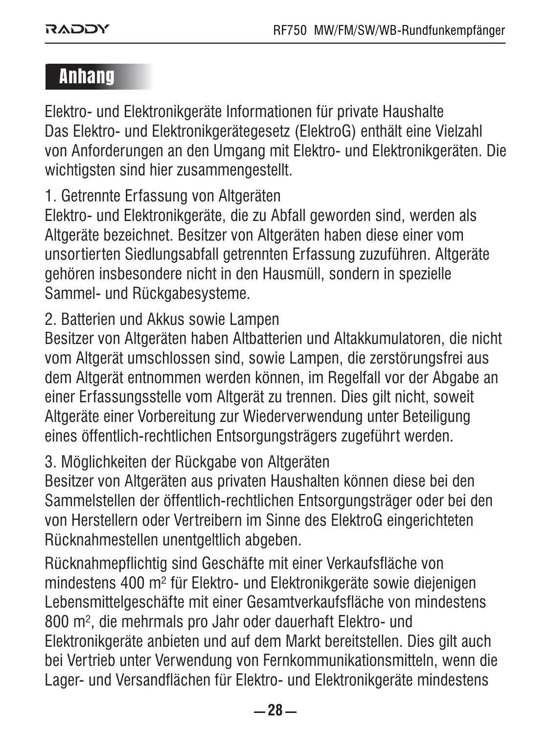## Anhang

Elektro- und Elektronikgeräte Informationen für private Haushalte
Das Elektro- und Elektronikgerätegesetz (ElektroG) enthält eine Vielzahl von Anforderungen an den Umgang mit Elektro- und Elektronikgeräten. Die wichtigsten sind hier zusammengestellt.

1. Getrennte Erfassung von Altgeräten
Elektro- und Elektronikgeräte, die zu Abfall geworden sind, werden als Altgeräte bezeichnet. Besitzer von Altgeräten haben diese einer vom unsortierten Siedlungsabfall getrennten Erfassung zuzuführen. Altgeräte gehören insbesondere nicht in den Hausmüll, sondern in spezielle Sammel- und Rückgabesysteme.

2. Batterien und Akkus sowie Lampen
Besitzer von Altgeräten haben Altbatterien und Altakkumulatoren, die nicht vom Altgerät umschlossen sind, sowie Lampen, die zerstörungsfrei aus dem Altgerät entnommen werden können, im Regelfall vor der Abgabe an einer Erfassungsstelle vom Altgerät zu trennen. Dies gilt nicht, soweit Altgeräte einer Vorbereitung zur Wiederverwendung unter Beteiligung eines öffentlich-rechtlichen Entsorgungsträgers zugeführt werden.

3. Möglichkeiten der Rückgabe von Altgeräten
Besitzer von Altgeräten aus privaten Haushalten können diese bei den Sammelstellen der öffentlich-rechtlichen Entsorgungsträger oder bei den von Herstellern oder Vertreibern im Sinne des ElektroG eingerichteten Rücknahmestellen unentgeltlich abgeben.

Rücknahmepflichtig sind Geschäfte mit einer Verkaufsfläche von mindestens 400 $m^2$ für Elektro- und Elektronikgeräte sowie diejenigen Lebensmittelgeschäfte mit einer Gesamtverkaufsfläche von mindestens 800 $m^2$, die mehrmals pro Jahr oder dauerhaft Elektro- und Elektronikgeräte anbieten und auf dem Markt bereitstellen. Dies gilt auch bei Vertrieb unter Verwendung von Fernkommunikationsmitteln, wenn die Lager- und Versandflächen für Elektro- und Elektronikgeräte mindestens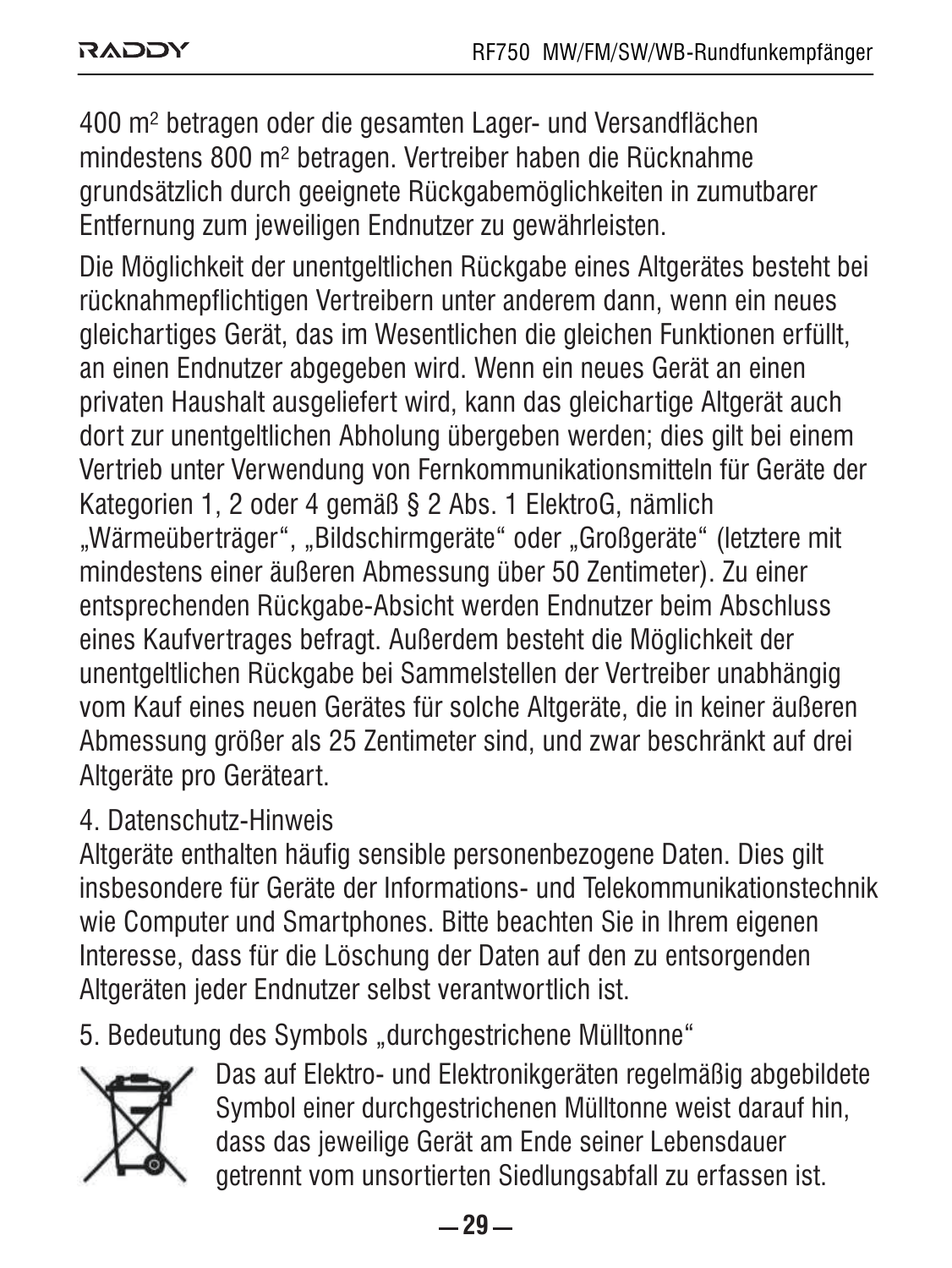400 $m^2$ betragen oder die gesamten Lager- und Versandflächen mindestens 800 $m^2$ betragen. Vertreiber haben die Rücknahme grundsätzlich durch geeignete Rückgabemöglichkeiten in zumutbarer Entfernung zum jeweiligen Endnutzer zu gewährleisten.

Die Möglichkeit der unentgeltlichen Rückgabe eines Altgerätes besteht bei rücknahmepflichtigen Vertreibern unter anderem dann, wenn ein neues gleichartiges Gerät, das im Wesentlichen die gleichen Funktionen erfüllt, an einen Endnutzer abgegeben wird. Wenn ein neues Gerät an einen privaten Haushalt ausgeliefert wird, kann das gleichartige Altgerät auch dort zur unentgeltlichen Abholung übergeben werden; dies gilt bei einem Vertrieb unter Verwendung von Fernkommunikationsmitteln für Geräte der Kategorien 1, 2 oder 4 gemäß § 2 Abs. 1 ElektroG, nämlich „Wärmeüberträger", „Bildschirmgeräte" oder „Großgeräte" (letztere mit mindestens einer äußeren Abmessung über 50 Zentimeter). Zu einer entsprechenden Rückgabe-Absicht werden Endnutzer beim Abschluss eines Kaufvertrages befragt. Außerdem besteht die Möglichkeit der unentgeltlichen Rückgabe bei Sammelstellen der Vertreiber unabhängig vom Kauf eines neuen Gerätes für solche Altgeräte, die in keiner äußeren Abmessung größer als 25 Zentimeter sind, und zwar beschränkt auf drei Altgeräte pro Geräteart.

4. Datenschutz-Hinweis

Altgeräte enthalten häufig sensible personenbezogene Daten. Dies gilt insbesondere für Geräte der Informations- und Telekommunikationstechnik wie Computer und Smartphones. Bitte beachten Sie in Ihrem eigenen Interesse, dass für die Löschung der Daten auf den zu entsorgenden Altgeräten jeder Endnutzer selbst verantwortlich ist.

5. Bedeutung des Symbols „durchgestrichene Mülltonne"

Das auf Elektro- und Elektronikgeräten regelmäßig abgebildete Symbol einer durchgestrichenen Mülltonne weist darauf hin, dass das jeweilige Gerät am Ende seiner Lebensdauer getrennt vom unsortierten Siedlungsabfall zu erfassen ist.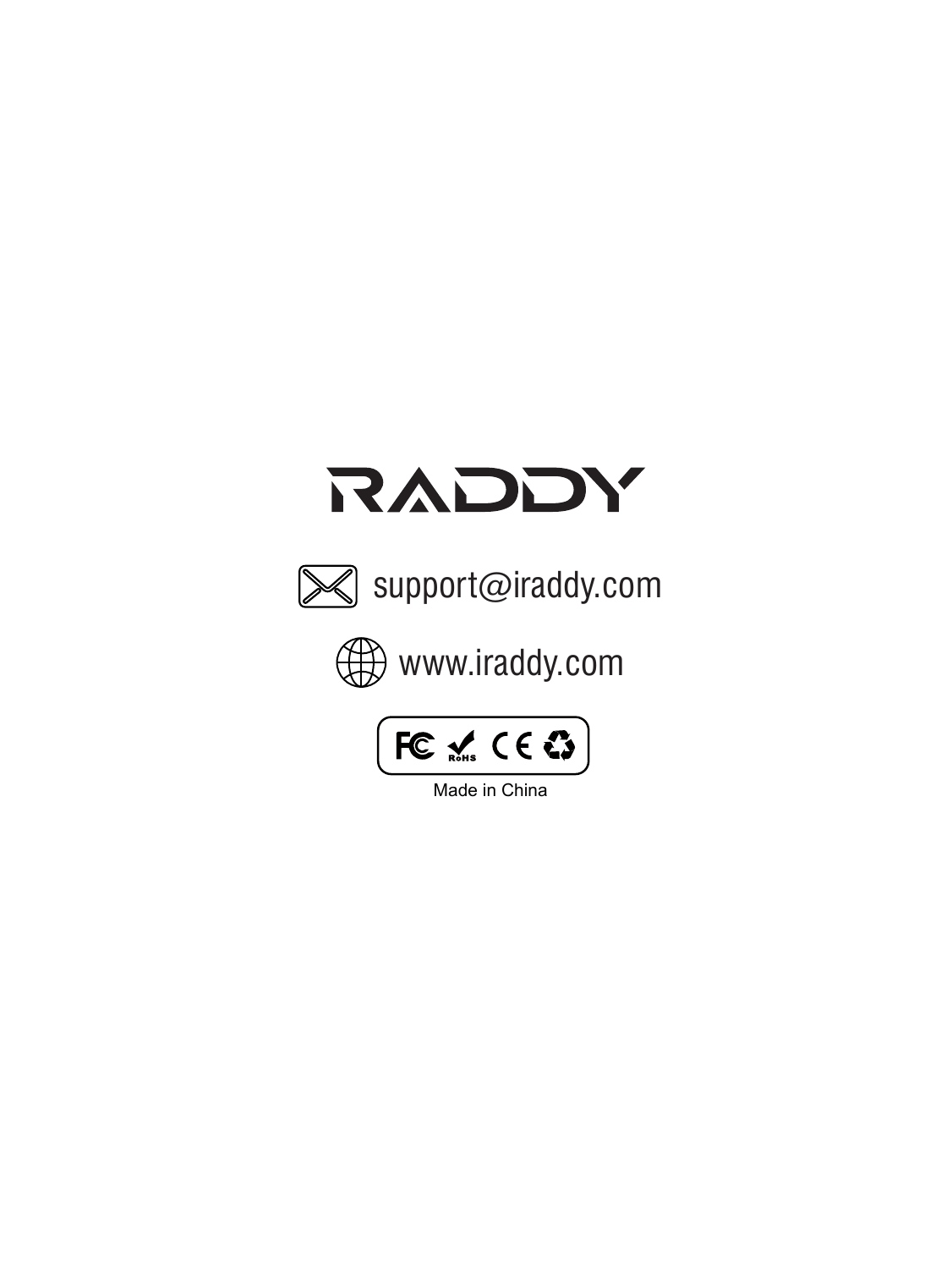RADDY

support@iraddy.com

www.iraddy.com

Made in China